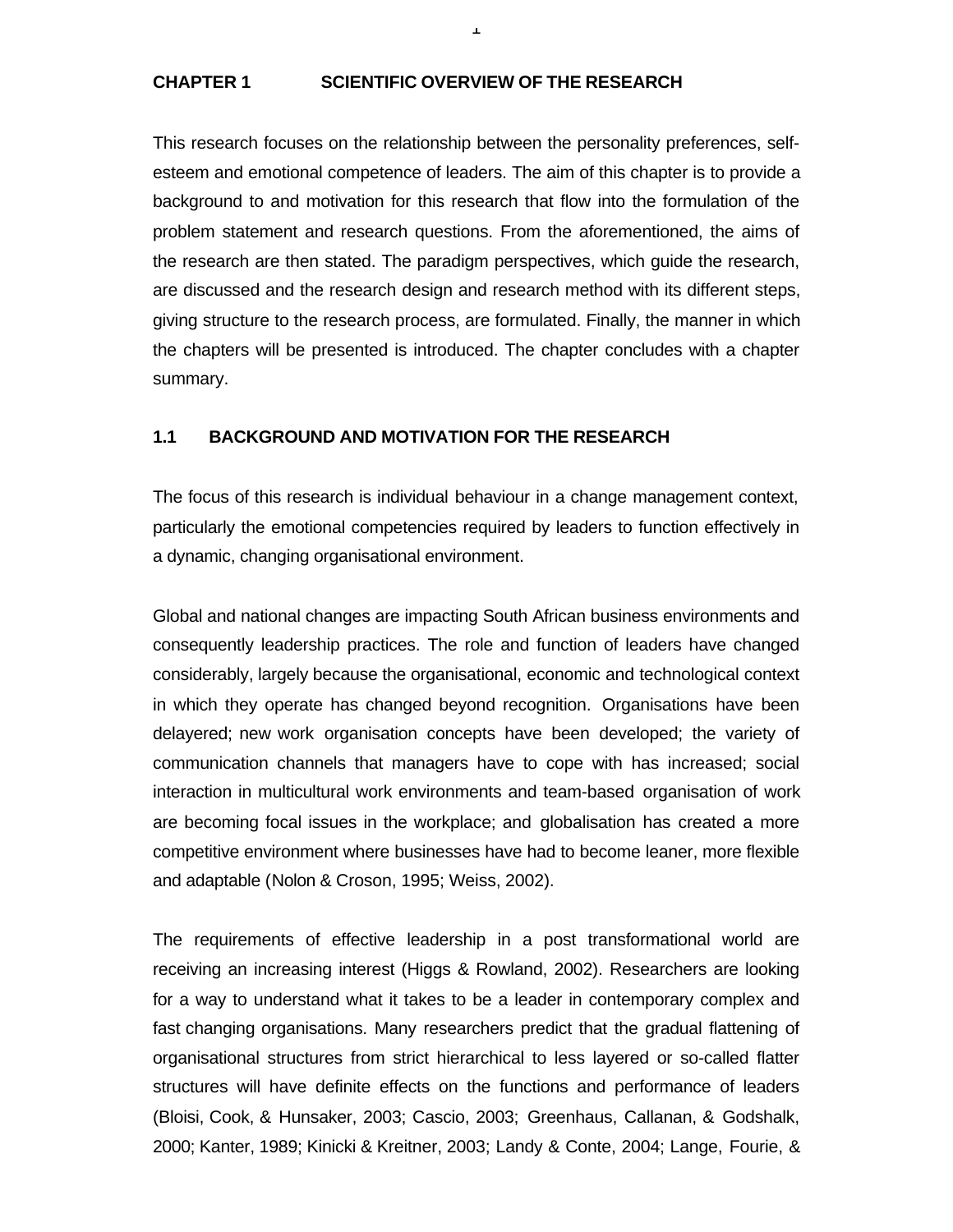# CHAPTER 1 SCIENTIFIC OVERVIEW OF THE RESEARCH

This research focuses on the relationship between the personality preferences, self-esteem and emotional competence of leaders. The aim of this chapter is to provide a background to and motivation for this research that flow into the formulation of the problem statement and research questions. From the aforementioned, the aims of the research are then stated. The paradigm perspectives, which guide the research, are discussed and the research design and research method with its different steps, giving structure to the research process, are formulated. Finally, the manner in which the chapters will be presented is introduced. The chapter concludes with a chapter summary.

## 1.1 BACKGROUND AND MOTIVATION FOR THE RESEARCH

The focus of this research is individual behaviour in a change management context, particularly the emotional competencies required by leaders to function effectively in a dynamic, changing organisational environment.

Global and national changes are impacting South African business environments and consequently leadership practices. The role and function of leaders have changed considerably, largely because the organisational, economic and technological context in which they operate has changed beyond recognition. Organisations have been delayered; new work organisation concepts have been developed; the variety of communication channels that managers have to cope with has increased; social interaction in multicultural work environments and team-based organisation of work are becoming focal issues in the workplace; and globalisation has created a more competitive environment where businesses have had to become leaner, more flexible and adaptable (Nolon & Croson, 1995; Weiss, 2002).

The requirements of effective leadership in a post transformational world are receiving an increasing interest (Higgs & Rowland, 2002). Researchers are looking for a way to understand what it takes to be a leader in contemporary complex and fast changing organisations. Many researchers predict that the gradual flattening of organisational structures from strict hierarchical to less layered or so-called flatter structures will have definite effects on the functions and performance of leaders (Bloisi, Cook, & Hunsaker, 2003; Cascio, 2003; Greenhaus, Callanan, & Godshalk, 2000; Kanter, 1989; Kinicki & Kreitner, 2003; Landy & Conte, 2004; Lange, Fourie, &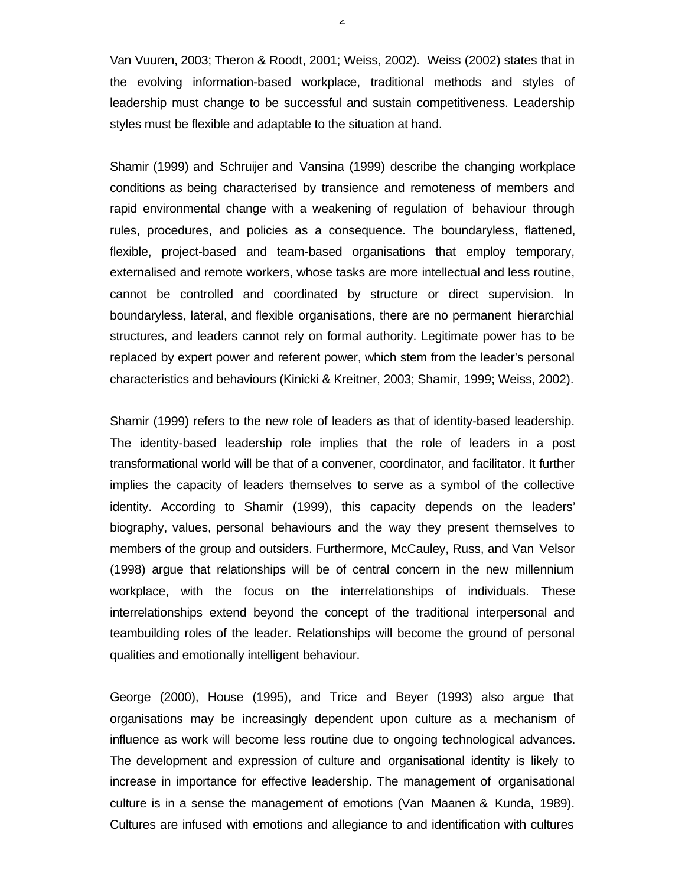Van Vuuren, 2003; Theron & Roodt, 2001; Weiss, 2002). Weiss (2002) states that in the evolving information-based workplace, traditional methods and styles of leadership must change to be successful and sustain competitiveness. Leadership styles must be flexible and adaptable to the situation at hand.

Shamir (1999) and Schruijer and Vansina (1999) describe the changing workplace conditions as being characterised by transience and remoteness of members and rapid environmental change with a weakening of regulation of behaviour through rules, procedures, and policies as a consequence. The boundaryless, flattened, flexible, project-based and team-based organisations that employ temporary, externalised and remote workers, whose tasks are more intellectual and less routine, cannot be controlled and coordinated by structure or direct supervision. In boundaryless, lateral, and flexible organisations, there are no permanent hierarchial structures, and leaders cannot rely on formal authority. Legitimate power has to be replaced by expert power and referent power, which stem from the leader's personal characteristics and behaviours (Kinicki & Kreitner, 2003; Shamir, 1999; Weiss, 2002).

Shamir (1999) refers to the new role of leaders as that of identity-based leadership. The identity-based leadership role implies that the role of leaders in a post transformational world will be that of a convener, coordinator, and facilitator. It further implies the capacity of leaders themselves to serve as a symbol of the collective identity. According to Shamir (1999), this capacity depends on the leaders' biography, values, personal behaviours and the way they present themselves to members of the group and outsiders. Furthermore, McCauley, Russ, and Van Velsor (1998) argue that relationships will be of central concern in the new millennium workplace, with the focus on the interrelationships of individuals. These interrelationships extend beyond the concept of the traditional interpersonal and teambuilding roles of the leader. Relationships will become the ground of personal qualities and emotionally intelligent behaviour.

George (2000), House (1995), and Trice and Beyer (1993) also argue that organisations may be increasingly dependent upon culture as a mechanism of influence as work will become less routine due to ongoing technological advances. The development and expression of culture and organisational identity is likely to increase in importance for effective leadership. The management of organisational culture is in a sense the management of emotions (Van Maanen & Kunda, 1989). Cultures are infused with emotions and allegiance to and identification with cultures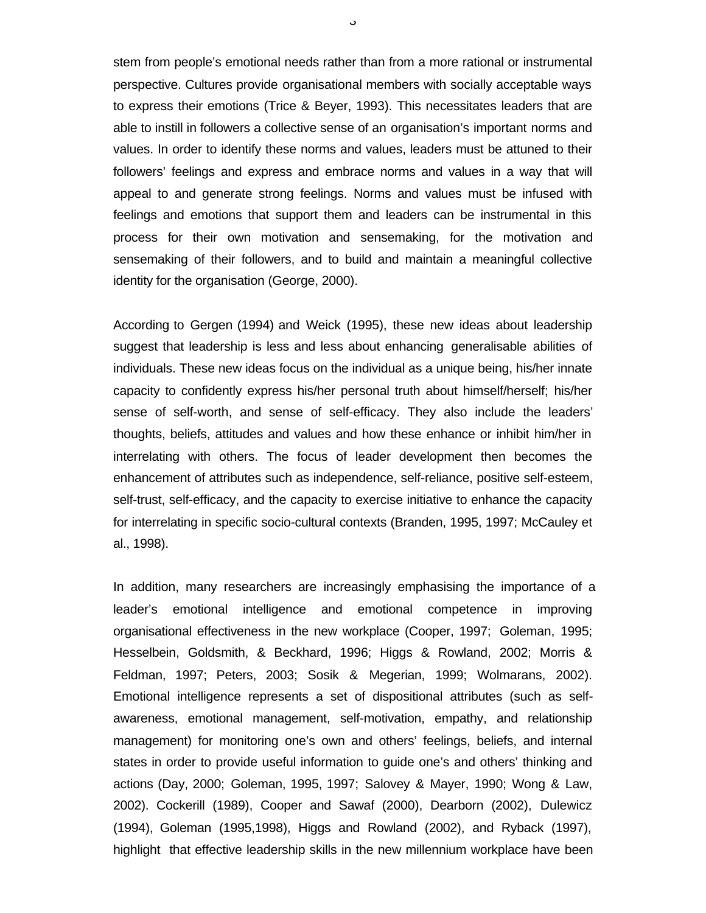stem from people's emotional needs rather than from a more rational or instrumental perspective. Cultures provide organisational members with socially acceptable ways to express their emotions (Trice & Beyer, 1993). This necessitates leaders that are able to instill in followers a collective sense of an organisation's important norms and values. In order to identify these norms and values, leaders must be attuned to their followers' feelings and express and embrace norms and values in a way that will appeal to and generate strong feelings. Norms and values must be infused with feelings and emotions that support them and leaders can be instrumental in this process for their own motivation and sensemaking, for the motivation and sensemaking of their followers, and to build and maintain a meaningful collective identity for the organisation (George, 2000).

According to Gergen (1994) and Weick (1995), these new ideas about leadership suggest that leadership is less and less about enhancing generalisable abilities of individuals. These new ideas focus on the individual as a unique being, his/her innate capacity to confidently express his/her personal truth about himself/herself; his/her sense of self-worth, and sense of self-efficacy. They also include the leaders' thoughts, beliefs, attitudes and values and how these enhance or inhibit him/her in interrelating with others. The focus of leader development then becomes the enhancement of attributes such as independence, self-reliance, positive self-esteem, self-trust, self-efficacy, and the capacity to exercise initiative to enhance the capacity for interrelating in specific socio-cultural contexts (Branden, 1995, 1997; McCauley et al., 1998).

In addition, many researchers are increasingly emphasising the importance of a leader's emotional intelligence and emotional competence in improving organisational effectiveness in the new workplace (Cooper, 1997; Goleman, 1995; Hesselbein, Goldsmith, & Beckhard, 1996; Higgs & Rowland, 2002; Morris & Feldman, 1997; Peters, 2003; Sosik & Megerian, 1999; Wolmarans, 2002). Emotional intelligence represents a set of dispositional attributes (such as self-awareness, emotional management, self-motivation, empathy, and relationship management) for monitoring one's own and others' feelings, beliefs, and internal states in order to provide useful information to guide one's and others' thinking and actions (Day, 2000; Goleman, 1995, 1997; Salovey & Mayer, 1990; Wong & Law, 2002). Cockerill (1989), Cooper and Sawaf (2000), Dearborn (2002), Dulewicz (1994), Goleman (1995,1998), Higgs and Rowland (2002), and Ryback (1997), highlight that effective leadership skills in the new millennium workplace have been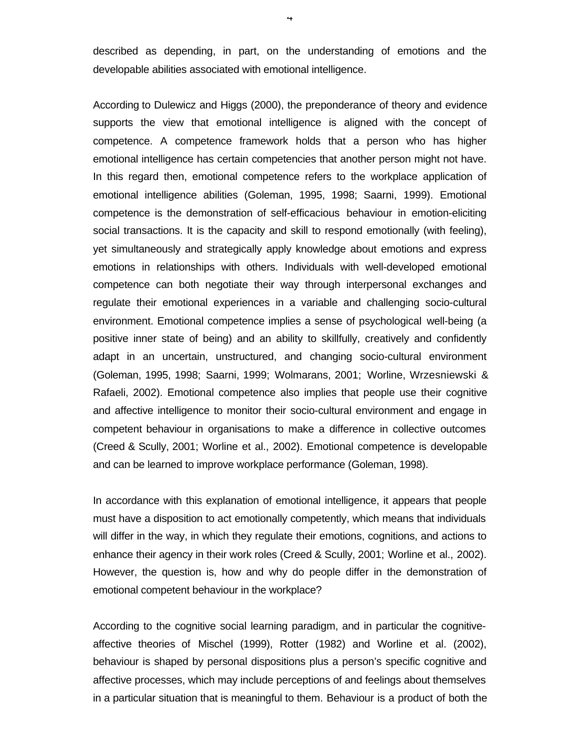described as depending, in part, on the understanding of emotions and the developable abilities associated with emotional intelligence.

According to Dulewicz and Higgs (2000), the preponderance of theory and evidence supports the view that emotional intelligence is aligned with the concept of competence. A competence framework holds that a person who has higher emotional intelligence has certain competencies that another person might not have. In this regard then, emotional competence refers to the workplace application of emotional intelligence abilities (Goleman, 1995, 1998; Saarni, 1999). Emotional competence is the demonstration of self-efficacious behaviour in emotion-eliciting social transactions. It is the capacity and skill to respond emotionally (with feeling), yet simultaneously and strategically apply knowledge about emotions and express emotions in relationships with others. Individuals with well-developed emotional competence can both negotiate their way through interpersonal exchanges and regulate their emotional experiences in a variable and challenging socio-cultural environment. Emotional competence implies a sense of psychological well-being (a positive inner state of being) and an ability to skillfully, creatively and confidently adapt in an uncertain, unstructured, and changing socio-cultural environment (Goleman, 1995, 1998; Saarni, 1999; Wolmarans, 2001; Worline, Wrzesniewski & Rafaeli, 2002). Emotional competence also implies that people use their cognitive and affective intelligence to monitor their socio-cultural environment and engage in competent behaviour in organisations to make a difference in collective outcomes (Creed & Scully, 2001; Worline et al., 2002). Emotional competence is developable and can be learned to improve workplace performance (Goleman, 1998).

In accordance with this explanation of emotional intelligence, it appears that people must have a disposition to act emotionally competently, which means that individuals will differ in the way, in which they regulate their emotions, cognitions, and actions to enhance their agency in their work roles (Creed & Scully, 2001; Worline et al., 2002). However, the question is, how and why do people differ in the demonstration of emotional competent behaviour in the workplace?

According to the cognitive social learning paradigm, and in particular the cognitive-affective theories of Mischel (1999), Rotter (1982) and Worline et al. (2002), behaviour is shaped by personal dispositions plus a person's specific cognitive and affective processes, which may include perceptions of and feelings about themselves in a particular situation that is meaningful to them. Behaviour is a product of both the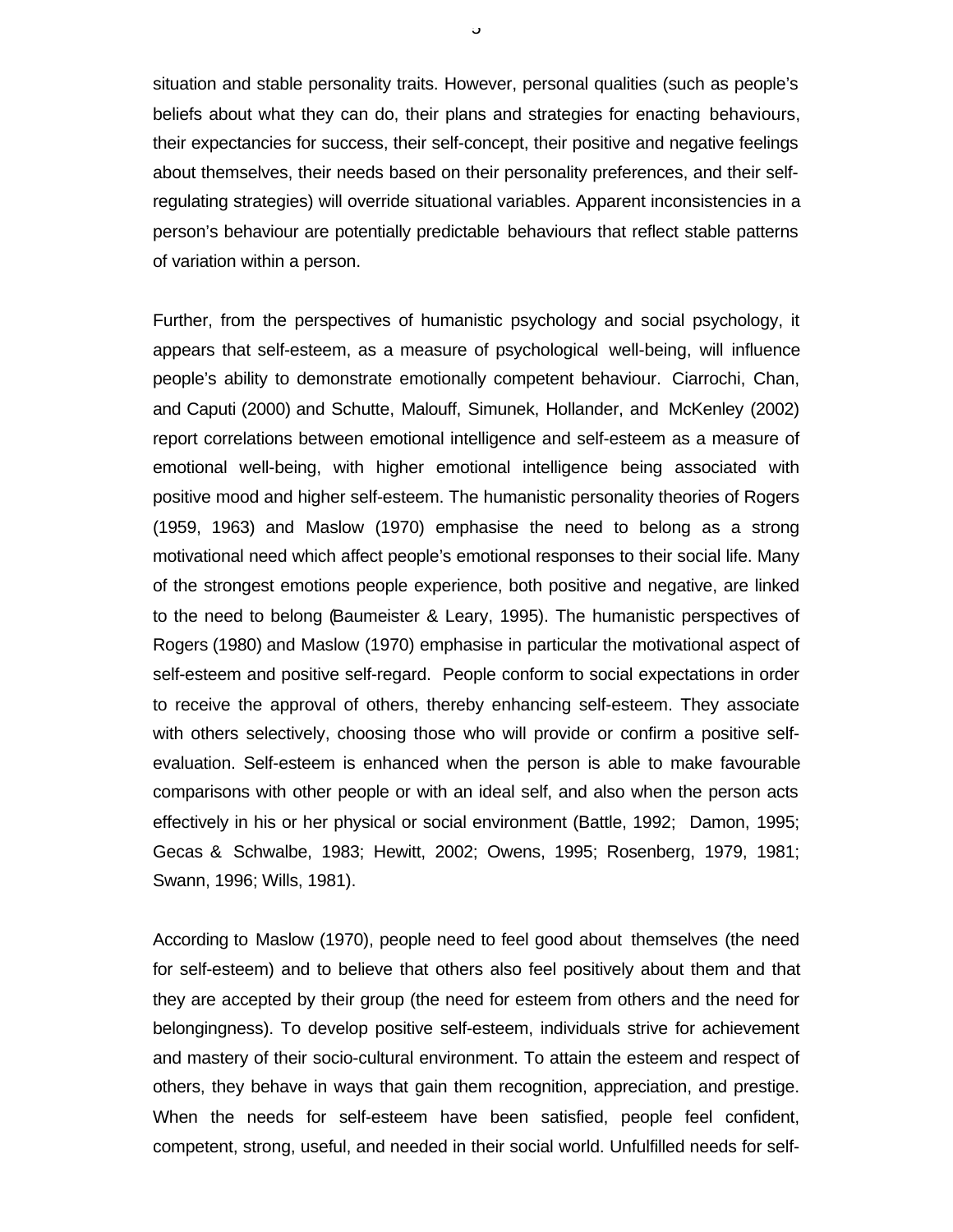situation and stable personality traits. However, personal qualities (such as people's beliefs about what they can do, their plans and strategies for enacting behaviours, their expectancies for success, their self-concept, their positive and negative feelings about themselves, their needs based on their personality preferences, and their self-regulating strategies) will override situational variables. Apparent inconsistencies in a person's behaviour are potentially predictable behaviours that reflect stable patterns of variation within a person.

Further, from the perspectives of humanistic psychology and social psychology, it appears that self-esteem, as a measure of psychological well-being, will influence people's ability to demonstrate emotionally competent behaviour. Ciarrochi, Chan, and Caputi (2000) and Schutte, Malouff, Simunek, Hollander, and McKenley (2002) report correlations between emotional intelligence and self-esteem as a measure of emotional well-being, with higher emotional intelligence being associated with positive mood and higher self-esteem. The humanistic personality theories of Rogers (1959, 1963) and Maslow (1970) emphasise the need to belong as a strong motivational need which affect people's emotional responses to their social life. Many of the strongest emotions people experience, both positive and negative, are linked to the need to belong (Baumeister & Leary, 1995). The humanistic perspectives of Rogers (1980) and Maslow (1970) emphasise in particular the motivational aspect of self-esteem and positive self-regard. People conform to social expectations in order to receive the approval of others, thereby enhancing self-esteem. They associate with others selectively, choosing those who will provide or confirm a positive self-evaluation. Self-esteem is enhanced when the person is able to make favourable comparisons with other people or with an ideal self, and also when the person acts effectively in his or her physical or social environment (Battle, 1992; Damon, 1995; Gecas & Schwalbe, 1983; Hewitt, 2002; Owens, 1995; Rosenberg, 1979, 1981; Swann, 1996; Wills, 1981).

According to Maslow (1970), people need to feel good about themselves (the need for self-esteem) and to believe that others also feel positively about them and that they are accepted by their group (the need for esteem from others and the need for belongingness). To develop positive self-esteem, individuals strive for achievement and mastery of their socio-cultural environment. To attain the esteem and respect of others, they behave in ways that gain them recognition, appreciation, and prestige. When the needs for self-esteem have been satisfied, people feel confident, competent, strong, useful, and needed in their social world. Unfulfilled needs for self-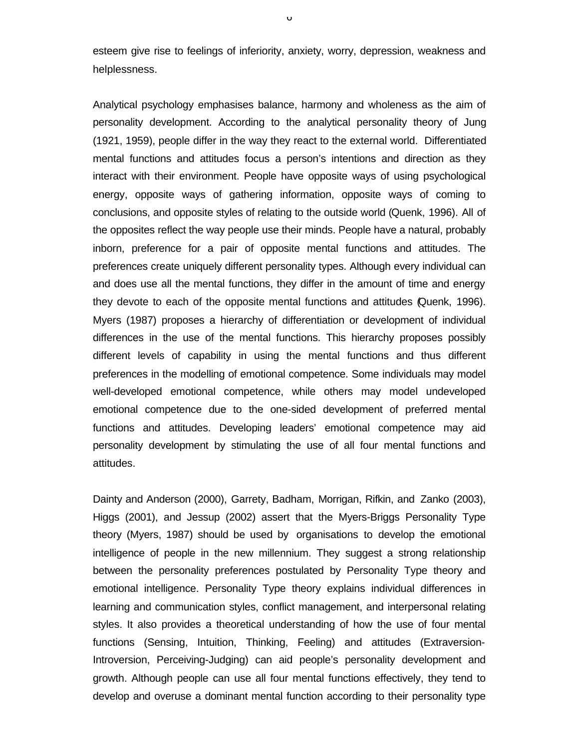esteem give rise to feelings of inferiority, anxiety, worry, depression, weakness and helplessness.

Analytical psychology emphasises balance, harmony and wholeness as the aim of personality development. According to the analytical personality theory of Jung (1921, 1959), people differ in the way they react to the external world. Differentiated mental functions and attitudes focus a person's intentions and direction as they interact with their environment. People have opposite ways of using psychological energy, opposite ways of gathering information, opposite ways of coming to conclusions, and opposite styles of relating to the outside world (Quenk, 1996). All of the opposites reflect the way people use their minds. People have a natural, probably inborn, preference for a pair of opposite mental functions and attitudes. The preferences create uniquely different personality types. Although every individual can and does use all the mental functions, they differ in the amount of time and energy they devote to each of the opposite mental functions and attitudes (Quenk, 1996). Myers (1987) proposes a hierarchy of differentiation or development of individual differences in the use of the mental functions. This hierarchy proposes possibly different levels of capability in using the mental functions and thus different preferences in the modelling of emotional competence. Some individuals may model well-developed emotional competence, while others may model undeveloped emotional competence due to the one-sided development of preferred mental functions and attitudes. Developing leaders' emotional competence may aid personality development by stimulating the use of all four mental functions and attitudes.

Dainty and Anderson (2000), Garrety, Badham, Morrigan, Rifkin, and Zanko (2003), Higgs (2001), and Jessup (2002) assert that the Myers-Briggs Personality Type theory (Myers, 1987) should be used by organisations to develop the emotional intelligence of people in the new millennium. They suggest a strong relationship between the personality preferences postulated by Personality Type theory and emotional intelligence. Personality Type theory explains individual differences in learning and communication styles, conflict management, and interpersonal relating styles. It also provides a theoretical understanding of how the use of four mental functions (Sensing, Intuition, Thinking, Feeling) and attitudes (Extraversion-Introversion, Perceiving-Judging) can aid people's personality development and growth. Although people can use all four mental functions effectively, they tend to develop and overuse a dominant mental function according to their personality type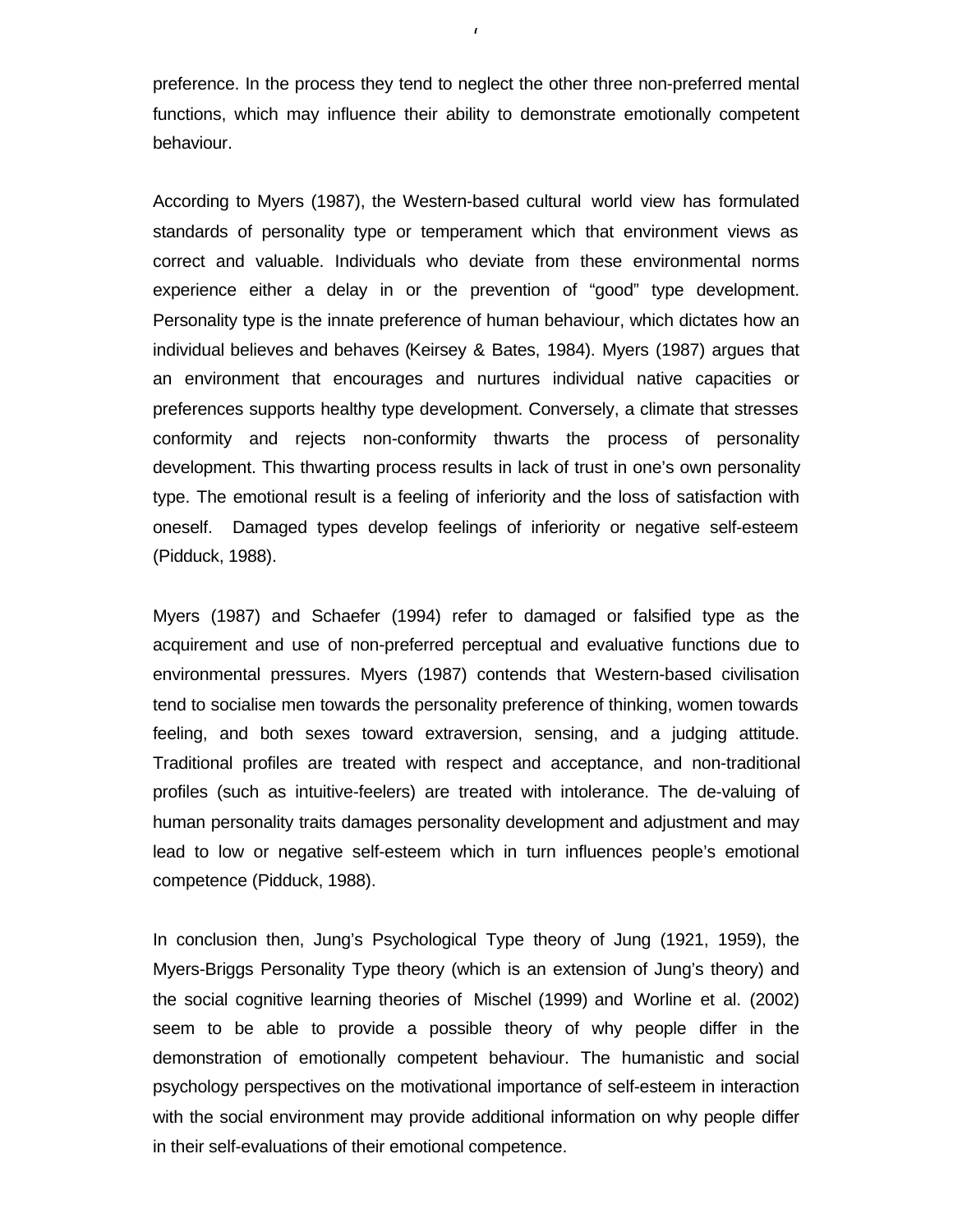preference. In the process they tend to neglect the other three non-preferred mental functions, which may influence their ability to demonstrate emotionally competent behaviour.

According to Myers (1987), the Western-based cultural world view has formulated standards of personality type or temperament which that environment views as correct and valuable. Individuals who deviate from these environmental norms experience either a delay in or the prevention of “good” type development. Personality type is the innate preference of human behaviour, which dictates how an individual believes and behaves (Keirsey & Bates, 1984). Myers (1987) argues that an environment that encourages and nurtures individual native capacities or preferences supports healthy type development. Conversely, a climate that stresses conformity and rejects non-conformity thwarts the process of personality development. This thwarting process results in lack of trust in one’s own personality type. The emotional result is a feeling of inferiority and the loss of satisfaction with oneself. Damaged types develop feelings of inferiority or negative self-esteem (Pidduck, 1988).

Myers (1987) and Schaefer (1994) refer to damaged or falsified type as the acquirement and use of non-preferred perceptual and evaluative functions due to environmental pressures. Myers (1987) contends that Western-based civilisation tend to socialise men towards the personality preference of thinking, women towards feeling, and both sexes toward extraversion, sensing, and a judging attitude. Traditional profiles are treated with respect and acceptance, and non-traditional profiles (such as intuitive-feelers) are treated with intolerance. The de-valuing of human personality traits damages personality development and adjustment and may lead to low or negative self-esteem which in turn influences people’s emotional competence (Pidduck, 1988).

In conclusion then, Jung’s Psychological Type theory of Jung (1921, 1959), the Myers-Briggs Personality Type theory (which is an extension of Jung’s theory) and the social cognitive learning theories of Mischel (1999) and Worline et al. (2002) seem to be able to provide a possible theory of why people differ in the demonstration of emotionally competent behaviour. The humanistic and social psychology perspectives on the motivational importance of self-esteem in interaction with the social environment may provide additional information on why people differ in their self-evaluations of their emotional competence.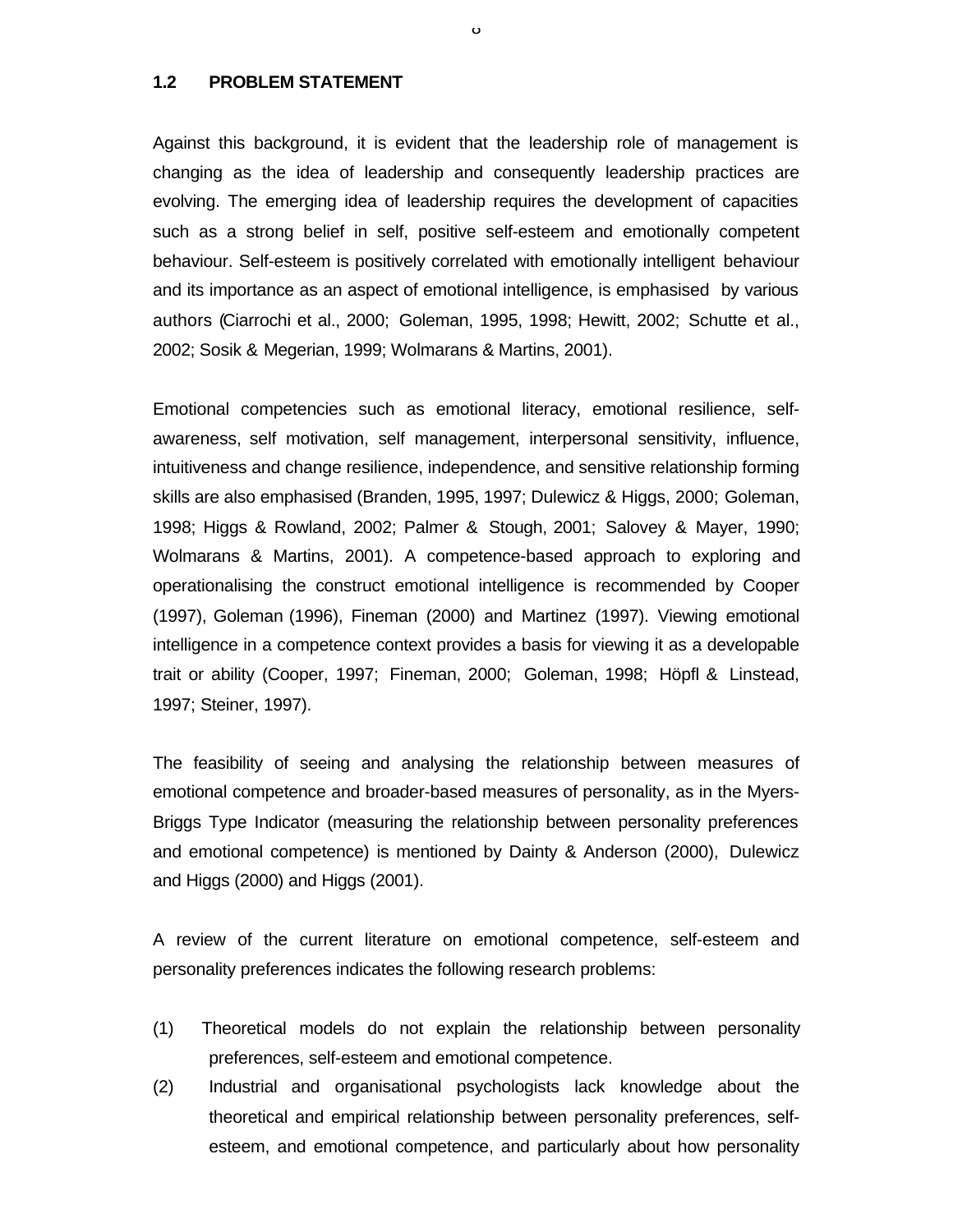## 1.2 PROBLEM STATEMENT

Against this background, it is evident that the leadership role of management is changing as the idea of leadership and consequently leadership practices are evolving. The emerging idea of leadership requires the development of capacities such as a strong belief in self, positive self-esteem and emotionally competent behaviour. Self-esteem is positively correlated with emotionally intelligent behaviour and its importance as an aspect of emotional intelligence, is emphasised by various authors (Ciarrochi et al., 2000; Goleman, 1995, 1998; Hewitt, 2002; Schutte et al., 2002; Sosik & Megerian, 1999; Wolmarans & Martins, 2001).

Emotional competencies such as emotional literacy, emotional resilience, self-awareness, self motivation, self management, interpersonal sensitivity, influence, intuitiveness and change resilience, independence, and sensitive relationship forming skills are also emphasised (Branden, 1995, 1997; Dulewicz & Higgs, 2000; Goleman, 1998; Higgs & Rowland, 2002; Palmer & Stough, 2001; Salovey & Mayer, 1990; Wolmarans & Martins, 2001). A competence-based approach to exploring and operationalising the construct emotional intelligence is recommended by Cooper (1997), Goleman (1996), Fineman (2000) and Martinez (1997). Viewing emotional intelligence in a competence context provides a basis for viewing it as a developable trait or ability (Cooper, 1997; Fineman, 2000; Goleman, 1998; Höpfl & Linstead, 1997; Steiner, 1997).

The feasibility of seeing and analysing the relationship between measures of emotional competence and broader-based measures of personality, as in the Myers-Briggs Type Indicator (measuring the relationship between personality preferences and emotional competence) is mentioned by Dainty & Anderson (2000), Dulewicz and Higgs (2000) and Higgs (2001).

A review of the current literature on emotional competence, self-esteem and personality preferences indicates the following research problems:

(1) Theoretical models do not explain the relationship between personality preferences, self-esteem and emotional competence.

(2) Industrial and organisational psychologists lack knowledge about the theoretical and empirical relationship between personality preferences, self-esteem, and emotional competence, and particularly about how personality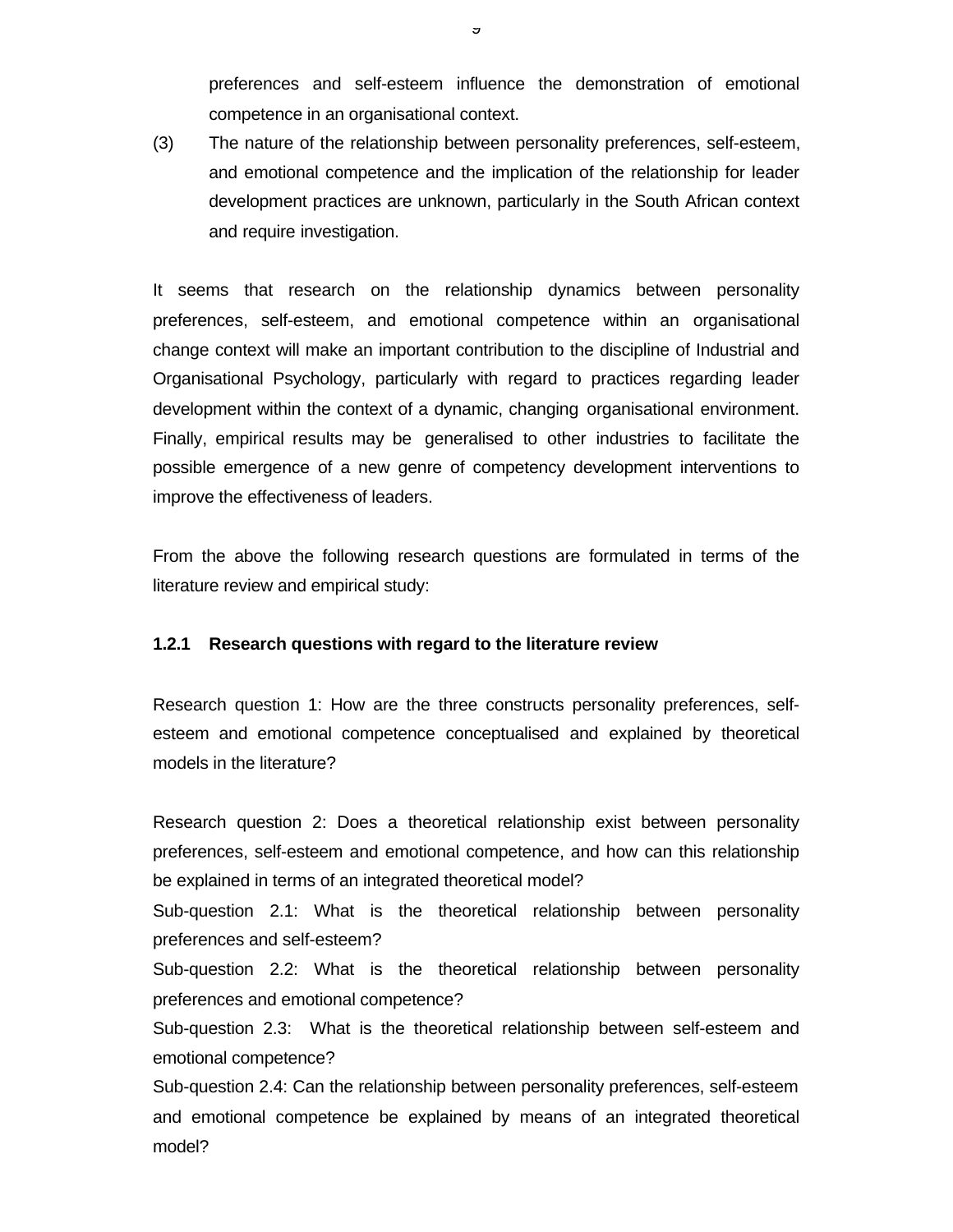preferences and self-esteem influence the demonstration of emotional competence in an organisational context.

(3) The nature of the relationship between personality preferences, self-esteem, and emotional competence and the implication of the relationship for leader development practices are unknown, particularly in the South African context and require investigation.

It seems that research on the relationship dynamics between personality preferences, self-esteem, and emotional competence within an organisational change context will make an important contribution to the discipline of Industrial and Organisational Psychology, particularly with regard to practices regarding leader development within the context of a dynamic, changing organisational environment. Finally, empirical results may be generalised to other industries to facilitate the possible emergence of a new genre of competency development interventions to improve the effectiveness of leaders.

From the above the following research questions are formulated in terms of the literature review and empirical study:

### 1.2.1 Research questions with regard to the literature review

Research question 1: How are the three constructs personality preferences, self-esteem and emotional competence conceptualised and explained by theoretical models in the literature?

Research question 2: Does a theoretical relationship exist between personality preferences, self-esteem and emotional competence, and how can this relationship be explained in terms of an integrated theoretical model?

Sub-question 2.1: What is the theoretical relationship between personality preferences and self-esteem?

Sub-question 2.2: What is the theoretical relationship between personality preferences and emotional competence?

Sub-question 2.3: What is the theoretical relationship between self-esteem and emotional competence?

Sub-question 2.4: Can the relationship between personality preferences, self-esteem and emotional competence be explained by means of an integrated theoretical model?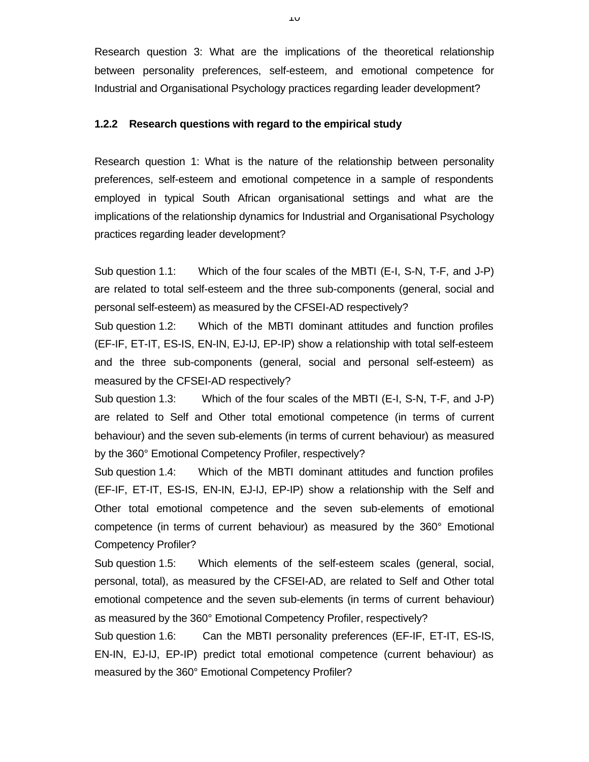Research question 3: What are the implications of the theoretical relationship between personality preferences, self-esteem, and emotional competence for Industrial and Organisational Psychology practices regarding leader development?

### 1.2.2 Research questions with regard to the empirical study

Research question 1: What is the nature of the relationship between personality preferences, self-esteem and emotional competence in a sample of respondents employed in typical South African organisational settings and what are the implications of the relationship dynamics for Industrial and Organisational Psychology practices regarding leader development?

Sub question 1.1: Which of the four scales of the MBTI (E-I, S-N, T-F, and J-P) are related to total self-esteem and the three sub-components (general, social and personal self-esteem) as measured by the CFSEI-AD respectively?

Sub question 1.2: Which of the MBTI dominant attitudes and function profiles (EF-IF, ET-IT, ES-IS, EN-IN, EJ-IJ, EP-IP) show a relationship with total self-esteem and the three sub-components (general, social and personal self-esteem) as measured by the CFSEI-AD respectively?

Sub question 1.3: Which of the four scales of the MBTI (E-I, S-N, T-F, and J-P) are related to Self and Other total emotional competence (in terms of current behaviour) and the seven sub-elements (in terms of current behaviour) as measured by the 360° Emotional Competency Profiler, respectively?

Sub question 1.4: Which of the MBTI dominant attitudes and function profiles (EF-IF, ET-IT, ES-IS, EN-IN, EJ-IJ, EP-IP) show a relationship with the Self and Other total emotional competence and the seven sub-elements of emotional competence (in terms of current behaviour) as measured by the 360° Emotional Competency Profiler?

Sub question 1.5: Which elements of the self-esteem scales (general, social, personal, total), as measured by the CFSEI-AD, are related to Self and Other total emotional competence and the seven sub-elements (in terms of current behaviour) as measured by the 360° Emotional Competency Profiler, respectively?

Sub question 1.6: Can the MBTI personality preferences (EF-IF, ET-IT, ES-IS, EN-IN, EJ-IJ, EP-IP) predict total emotional competence (current behaviour) as measured by the 360° Emotional Competency Profiler?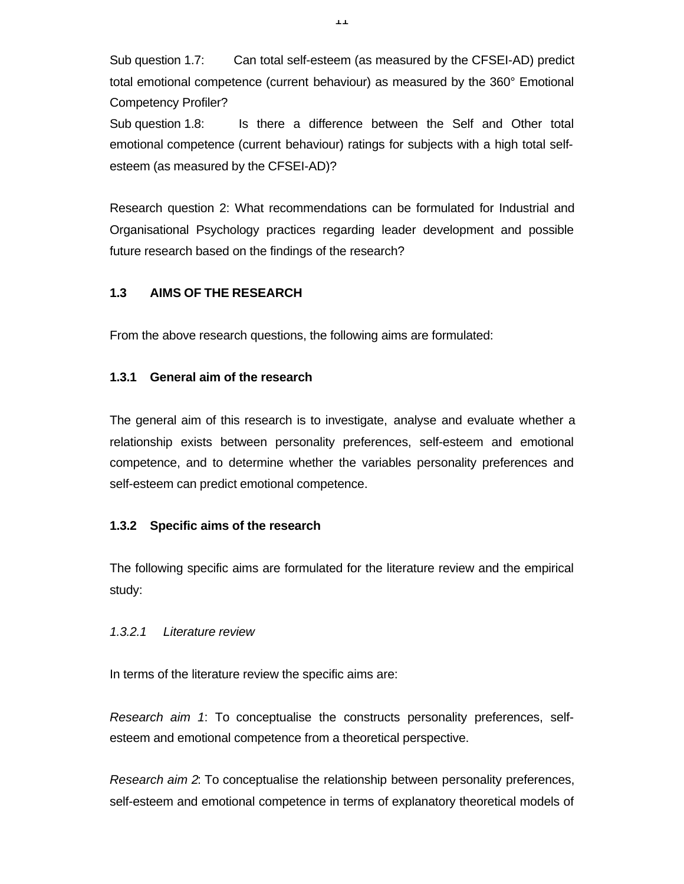Sub question 1.7: Can total self-esteem (as measured by the CFSEI-AD) predict total emotional competence (current behaviour) as measured by the 360° Emotional Competency Profiler?

Sub question 1.8: Is there a difference between the Self and Other total emotional competence (current behaviour) ratings for subjects with a high total self-esteem (as measured by the CFSEI-AD)?

Research question 2: What recommendations can be formulated for Industrial and Organisational Psychology practices regarding leader development and possible future research based on the findings of the research?

## 1.3 AIMS OF THE RESEARCH

From the above research questions, the following aims are formulated:

### 1.3.1 General aim of the research

The general aim of this research is to investigate, analyse and evaluate whether a relationship exists between personality preferences, self-esteem and emotional competence, and to determine whether the variables personality preferences and self-esteem can predict emotional competence.

### 1.3.2 Specific aims of the research

The following specific aims are formulated for the literature review and the empirical study:

#### *1.3.2.1 Literature review*

In terms of the literature review the specific aims are:

*Research aim 1*: To conceptualise the constructs personality preferences, self-esteem and emotional competence from a theoretical perspective.

*Research aim 2*: To conceptualise the relationship between personality preferences, self-esteem and emotional competence in terms of explanatory theoretical models of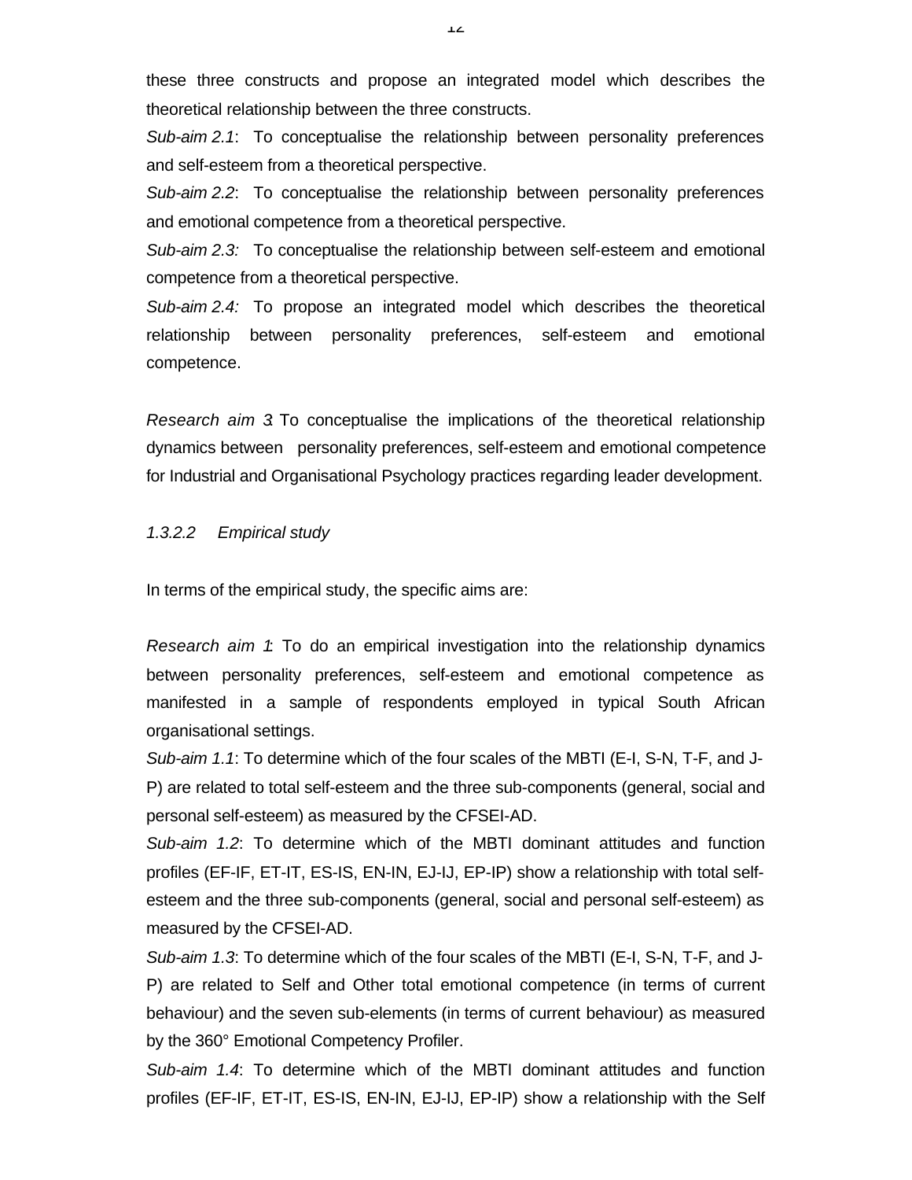these three constructs and propose an integrated model which describes the theoretical relationship between the three constructs.

*Sub-aim 2.1*: To conceptualise the relationship between personality preferences and self-esteem from a theoretical perspective.

*Sub-aim 2.2*: To conceptualise the relationship between personality preferences and emotional competence from a theoretical perspective.

*Sub-aim 2.3:* To conceptualise the relationship between self-esteem and emotional competence from a theoretical perspective.

*Sub-aim 2.4:* To propose an integrated model which describes the theoretical relationship between personality preferences, self-esteem and emotional competence.

*Research aim 3*: To conceptualise the implications of the theoretical relationship dynamics between personality preferences, self-esteem and emotional competence for Industrial and Organisational Psychology practices regarding leader development.

*1.3.2.2 Empirical study*

In terms of the empirical study, the specific aims are:

*Research aim 1*: To do an empirical investigation into the relationship dynamics between personality preferences, self-esteem and emotional competence as manifested in a sample of respondents employed in typical South African organisational settings.

*Sub-aim 1.1*: To determine which of the four scales of the MBTI (E-I, S-N, T-F, and J-P) are related to total self-esteem and the three sub-components (general, social and personal self-esteem) as measured by the CFSEI-AD.

*Sub-aim 1.2*: To determine which of the MBTI dominant attitudes and function profiles (EF-IF, ET-IT, ES-IS, EN-IN, EJ-IJ, EP-IP) show a relationship with total self-esteem and the three sub-components (general, social and personal self-esteem) as measured by the CFSEI-AD.

*Sub-aim 1.3*: To determine which of the four scales of the MBTI (E-I, S-N, T-F, and J-P) are related to Self and Other total emotional competence (in terms of current behaviour) and the seven sub-elements (in terms of current behaviour) as measured by the 360° Emotional Competency Profiler.

*Sub-aim 1.4*: To determine which of the MBTI dominant attitudes and function profiles (EF-IF, ET-IT, ES-IS, EN-IN, EJ-IJ, EP-IP) show a relationship with the Self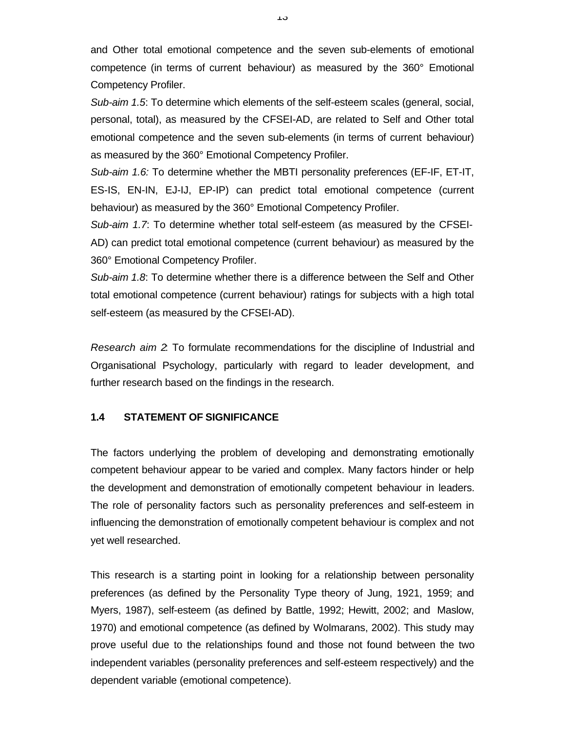and Other total emotional competence and the seven sub-elements of emotional competence (in terms of current behaviour) as measured by the 360° Emotional Competency Profiler.

*Sub-aim 1.5*: To determine which elements of the self-esteem scales (general, social, personal, total), as measured by the CFSEI-AD, are related to Self and Other total emotional competence and the seven sub-elements (in terms of current behaviour) as measured by the 360° Emotional Competency Profiler.

*Sub-aim 1.6:* To determine whether the MBTI personality preferences (EF-IF, ET-IT, ES-IS, EN-IN, EJ-IJ, EP-IP) can predict total emotional competence (current behaviour) as measured by the 360° Emotional Competency Profiler.

*Sub-aim 1.7*: To determine whether total self-esteem (as measured by the CFSEI-AD) can predict total emotional competence (current behaviour) as measured by the 360° Emotional Competency Profiler.

*Sub-aim 1.8*: To determine whether there is a difference between the Self and Other total emotional competence (current behaviour) ratings for subjects with a high total self-esteem (as measured by the CFSEI-AD).

*Research aim 2*: To formulate recommendations for the discipline of Industrial and Organisational Psychology, particularly with regard to leader development, and further research based on the findings in the research.

## 1.4 STATEMENT OF SIGNIFICANCE

The factors underlying the problem of developing and demonstrating emotionally competent behaviour appear to be varied and complex. Many factors hinder or help the development and demonstration of emotionally competent behaviour in leaders. The role of personality factors such as personality preferences and self-esteem in influencing the demonstration of emotionally competent behaviour is complex and not yet well researched.

This research is a starting point in looking for a relationship between personality preferences (as defined by the Personality Type theory of Jung, 1921, 1959; and Myers, 1987), self-esteem (as defined by Battle, 1992; Hewitt, 2002; and Maslow, 1970) and emotional competence (as defined by Wolmarans, 2002). This study may prove useful due to the relationships found and those not found between the two independent variables (personality preferences and self-esteem respectively) and the dependent variable (emotional competence).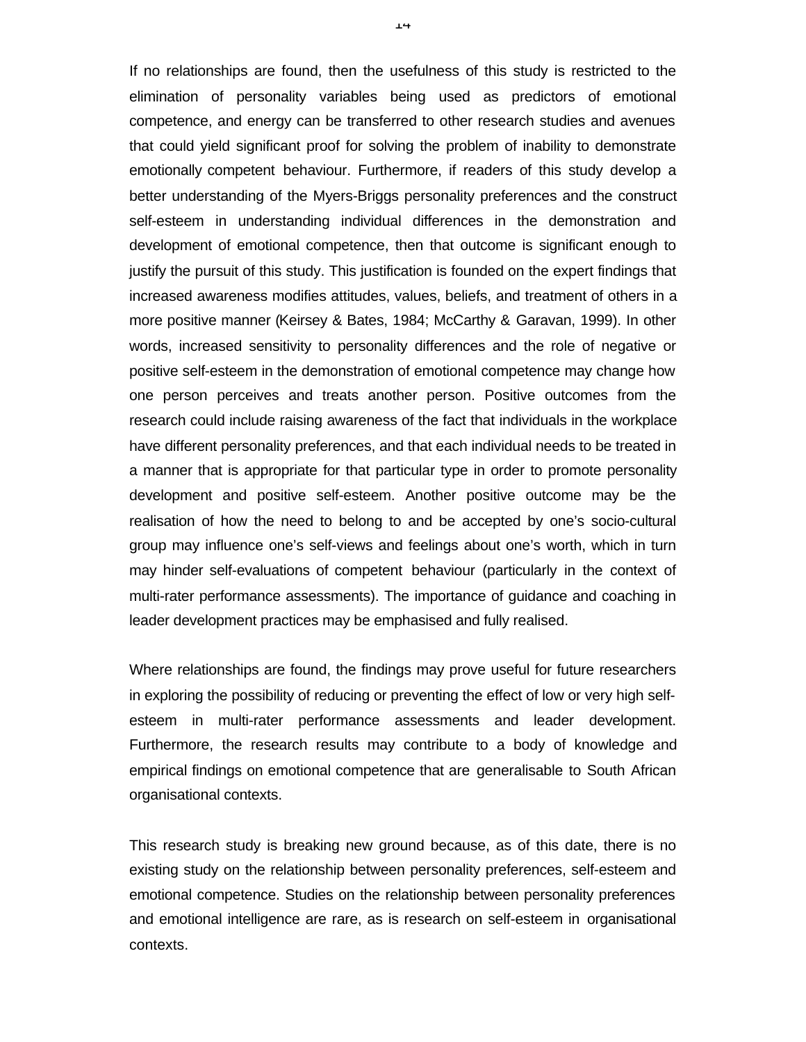If no relationships are found, then the usefulness of this study is restricted to the elimination of personality variables being used as predictors of emotional competence, and energy can be transferred to other research studies and avenues that could yield significant proof for solving the problem of inability to demonstrate emotionally competent behaviour. Furthermore, if readers of this study develop a better understanding of the Myers-Briggs personality preferences and the construct self-esteem in understanding individual differences in the demonstration and development of emotional competence, then that outcome is significant enough to justify the pursuit of this study. This justification is founded on the expert findings that increased awareness modifies attitudes, values, beliefs, and treatment of others in a more positive manner (Keirsey & Bates, 1984; McCarthy & Garavan, 1999). In other words, increased sensitivity to personality differences and the role of negative or positive self-esteem in the demonstration of emotional competence may change how one person perceives and treats another person. Positive outcomes from the research could include raising awareness of the fact that individuals in the workplace have different personality preferences, and that each individual needs to be treated in a manner that is appropriate for that particular type in order to promote personality development and positive self-esteem. Another positive outcome may be the realisation of how the need to belong to and be accepted by one's socio-cultural group may influence one's self-views and feelings about one's worth, which in turn may hinder self-evaluations of competent behaviour (particularly in the context of multi-rater performance assessments). The importance of guidance and coaching in leader development practices may be emphasised and fully realised.

Where relationships are found, the findings may prove useful for future researchers in exploring the possibility of reducing or preventing the effect of low or very high self-esteem in multi-rater performance assessments and leader development. Furthermore, the research results may contribute to a body of knowledge and empirical findings on emotional competence that are generalisable to South African organisational contexts.

This research study is breaking new ground because, as of this date, there is no existing study on the relationship between personality preferences, self-esteem and emotional competence. Studies on the relationship between personality preferences and emotional intelligence are rare, as is research on self-esteem in organisational contexts.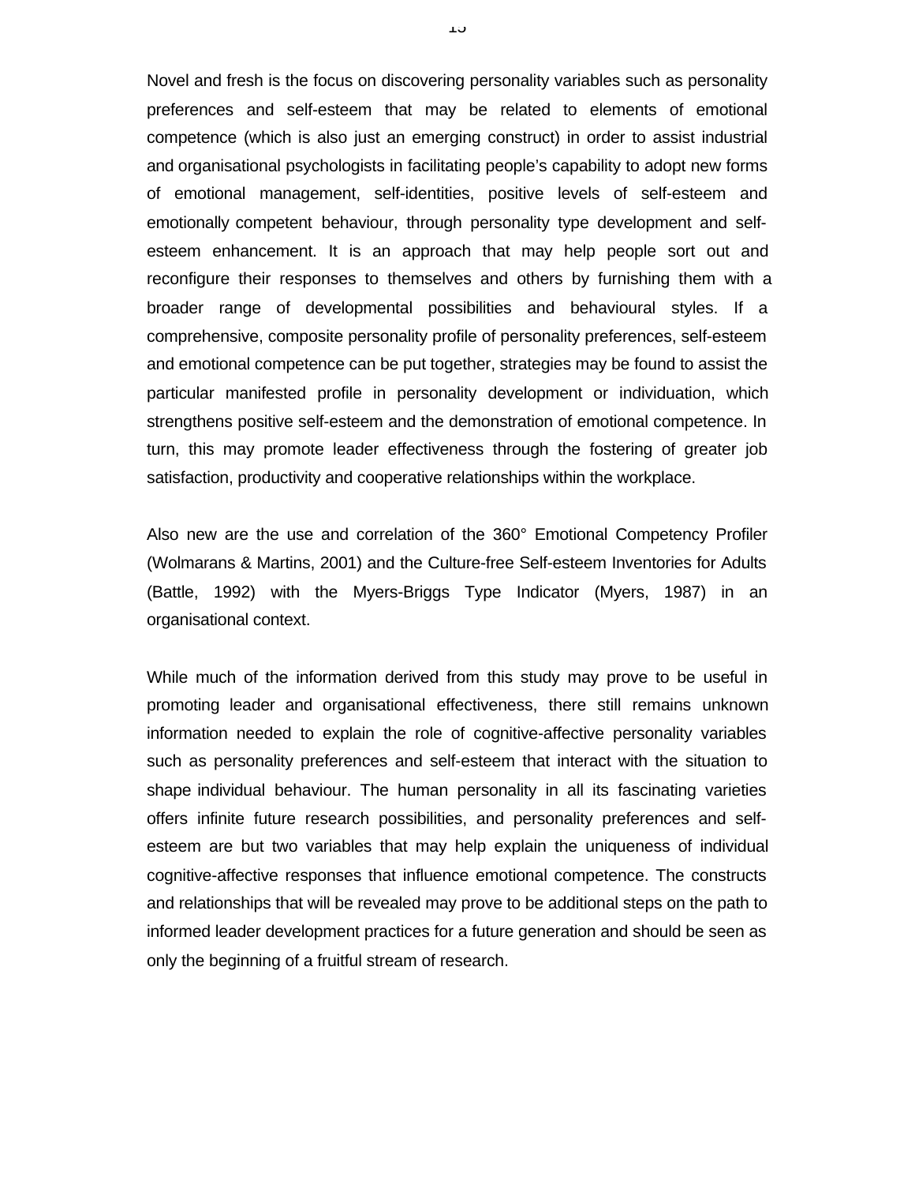Novel and fresh is the focus on discovering personality variables such as personality preferences and self-esteem that may be related to elements of emotional competence (which is also just an emerging construct) in order to assist industrial and organisational psychologists in facilitating people's capability to adopt new forms of emotional management, self-identities, positive levels of self-esteem and emotionally competent behaviour, through personality type development and self-esteem enhancement. It is an approach that may help people sort out and reconfigure their responses to themselves and others by furnishing them with a broader range of developmental possibilities and behavioural styles. If a comprehensive, composite personality profile of personality preferences, self-esteem and emotional competence can be put together, strategies may be found to assist the particular manifested profile in personality development or individuation, which strengthens positive self-esteem and the demonstration of emotional competence. In turn, this may promote leader effectiveness through the fostering of greater job satisfaction, productivity and cooperative relationships within the workplace.

Also new are the use and correlation of the 360° Emotional Competency Profiler (Wolmarans & Martins, 2001) and the Culture-free Self-esteem Inventories for Adults (Battle, 1992) with the Myers-Briggs Type Indicator (Myers, 1987) in an organisational context.

While much of the information derived from this study may prove to be useful in promoting leader and organisational effectiveness, there still remains unknown information needed to explain the role of cognitive-affective personality variables such as personality preferences and self-esteem that interact with the situation to shape individual behaviour. The human personality in all its fascinating varieties offers infinite future research possibilities, and personality preferences and self-esteem are but two variables that may help explain the uniqueness of individual cognitive-affective responses that influence emotional competence. The constructs and relationships that will be revealed may prove to be additional steps on the path to informed leader development practices for a future generation and should be seen as only the beginning of a fruitful stream of research.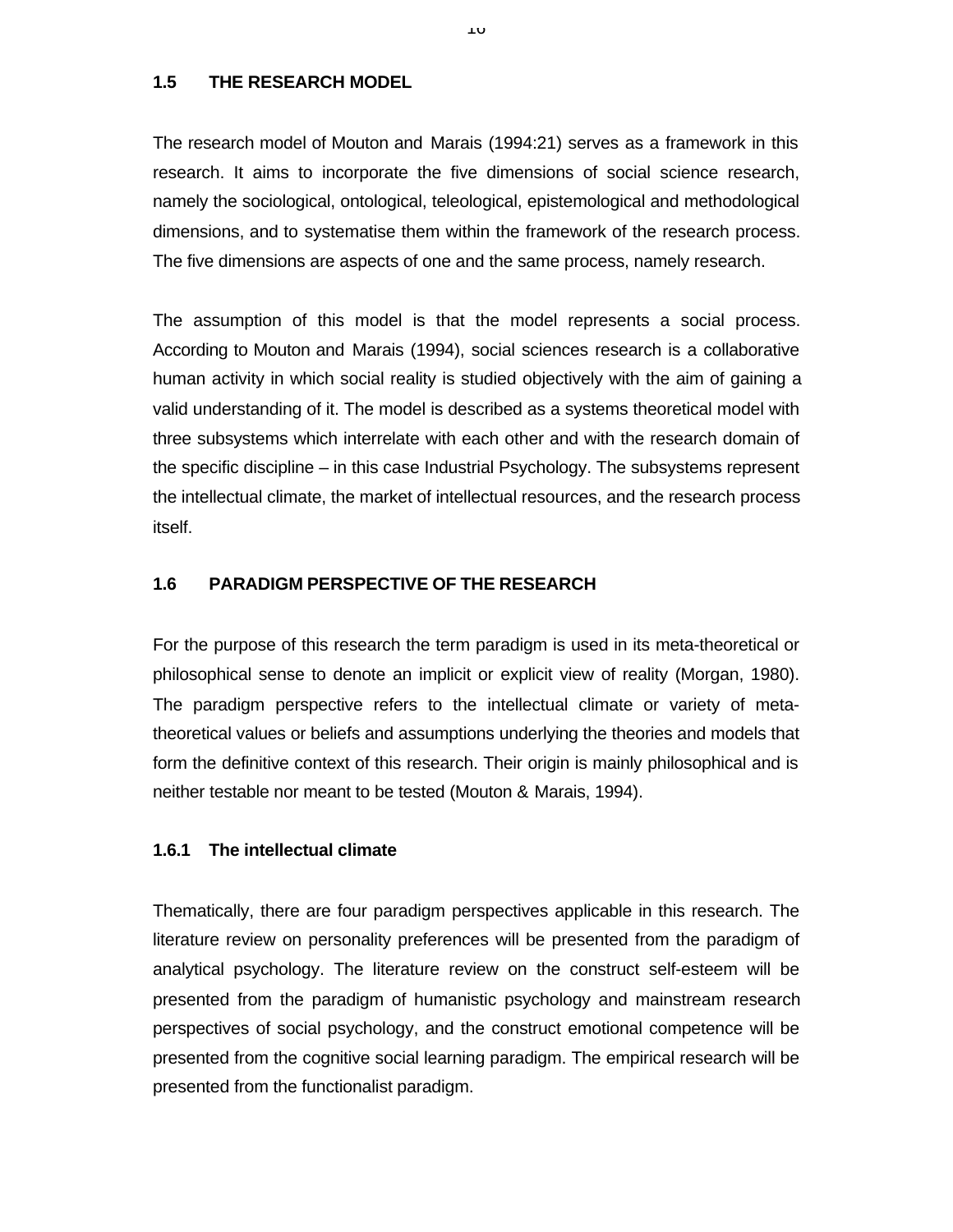## 1.5 THE RESEARCH MODEL

The research model of Mouton and Marais (1994:21) serves as a framework in this research. It aims to incorporate the five dimensions of social science research, namely the sociological, ontological, teleological, epistemological and methodological dimensions, and to systematise them within the framework of the research process. The five dimensions are aspects of one and the same process, namely research.

The assumption of this model is that the model represents a social process. According to Mouton and Marais (1994), social sciences research is a collaborative human activity in which social reality is studied objectively with the aim of gaining a valid understanding of it. The model is described as a systems theoretical model with three subsystems which interrelate with each other and with the research domain of the specific discipline – in this case Industrial Psychology. The subsystems represent the intellectual climate, the market of intellectual resources, and the research process itself.

## 1.6 PARADIGM PERSPECTIVE OF THE RESEARCH

For the purpose of this research the term paradigm is used in its meta-theoretical or philosophical sense to denote an implicit or explicit view of reality (Morgan, 1980). The paradigm perspective refers to the intellectual climate or variety of meta-theoretical values or beliefs and assumptions underlying the theories and models that form the definitive context of this research. Their origin is mainly philosophical and is neither testable nor meant to be tested (Mouton & Marais, 1994).

### 1.6.1 The intellectual climate

Thematically, there are four paradigm perspectives applicable in this research. The literature review on personality preferences will be presented from the paradigm of analytical psychology. The literature review on the construct self-esteem will be presented from the paradigm of humanistic psychology and mainstream research perspectives of social psychology, and the construct emotional competence will be presented from the cognitive social learning paradigm. The empirical research will be presented from the functionalist paradigm.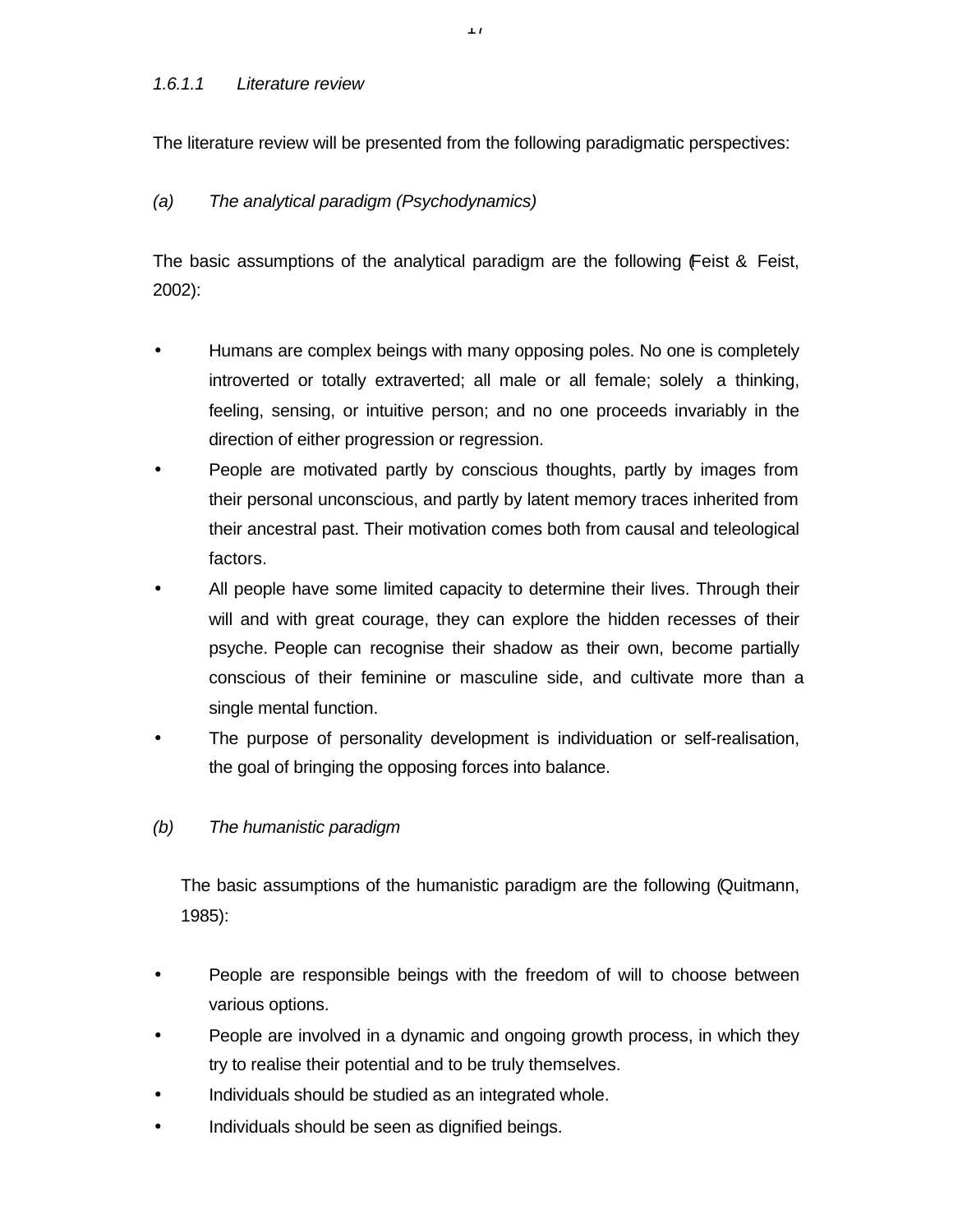*1.6.1.1 Literature review*

The literature review will be presented from the following paradigmatic perspectives:

*(a) The analytical paradigm (Psychodynamics)*

The basic assumptions of the analytical paradigm are the following (Feist & Feist, 2002):

- Humans are complex beings with many opposing poles. No one is completely introverted or totally extraverted; all male or all female; solely a thinking, feeling, sensing, or intuitive person; and no one proceeds invariably in the direction of either progression or regression.
- People are motivated partly by conscious thoughts, partly by images from their personal unconscious, and partly by latent memory traces inherited from their ancestral past. Their motivation comes both from causal and teleological factors.
- All people have some limited capacity to determine their lives. Through their will and with great courage, they can explore the hidden recesses of their psyche. People can recognise their shadow as their own, become partially conscious of their feminine or masculine side, and cultivate more than a single mental function.
- The purpose of personality development is individuation or self-realisation, the goal of bringing the opposing forces into balance.

*(b) The humanistic paradigm*

The basic assumptions of the humanistic paradigm are the following (Quitmann, 1985):

- People are responsible beings with the freedom of will to choose between various options.
- People are involved in a dynamic and ongoing growth process, in which they try to realise their potential and to be truly themselves.
- Individuals should be studied as an integrated whole.
- Individuals should be seen as dignified beings.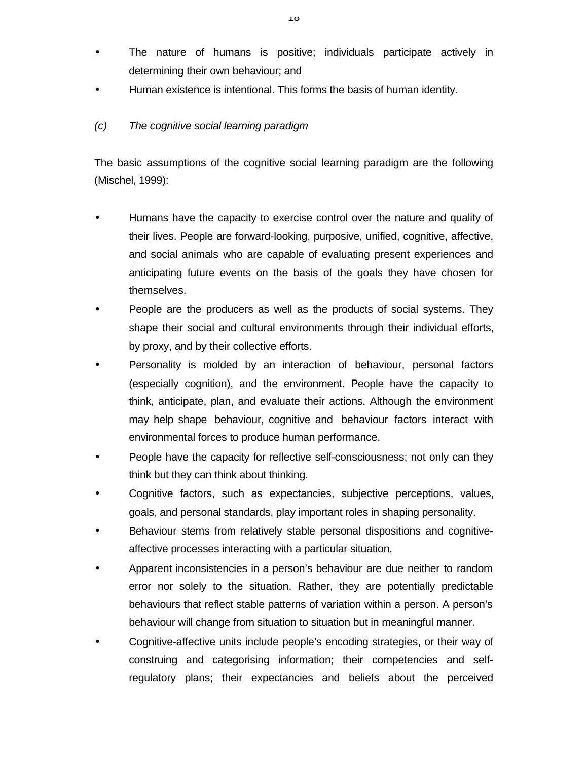- The nature of humans is positive; individuals participate actively in determining their own behaviour; and
- Human existence is intentional. This forms the basis of human identity.

*(c) The cognitive social learning paradigm*

The basic assumptions of the cognitive social learning paradigm are the following (Mischel, 1999):

- Humans have the capacity to exercise control over the nature and quality of their lives. People are forward-looking, purposive, unified, cognitive, affective, and social animals who are capable of evaluating present experiences and anticipating future events on the basis of the goals they have chosen for themselves.
- People are the producers as well as the products of social systems. They shape their social and cultural environments through their individual efforts, by proxy, and by their collective efforts.
- Personality is molded by an interaction of behaviour, personal factors (especially cognition), and the environment. People have the capacity to think, anticipate, plan, and evaluate their actions. Although the environment may help shape behaviour, cognitive and behaviour factors interact with environmental forces to produce human performance.
- People have the capacity for reflective self-consciousness; not only can they think but they can think about thinking.
- Cognitive factors, such as expectancies, subjective perceptions, values, goals, and personal standards, play important roles in shaping personality.
- Behaviour stems from relatively stable personal dispositions and cognitive-affective processes interacting with a particular situation.
- Apparent inconsistencies in a person's behaviour are due neither to random error nor solely to the situation. Rather, they are potentially predictable behaviours that reflect stable patterns of variation within a person. A person's behaviour will change from situation to situation but in meaningful manner.
- Cognitive-affective units include people's encoding strategies, or their way of construing and categorising information; their competencies and self-regulatory plans; their expectancies and beliefs about the perceived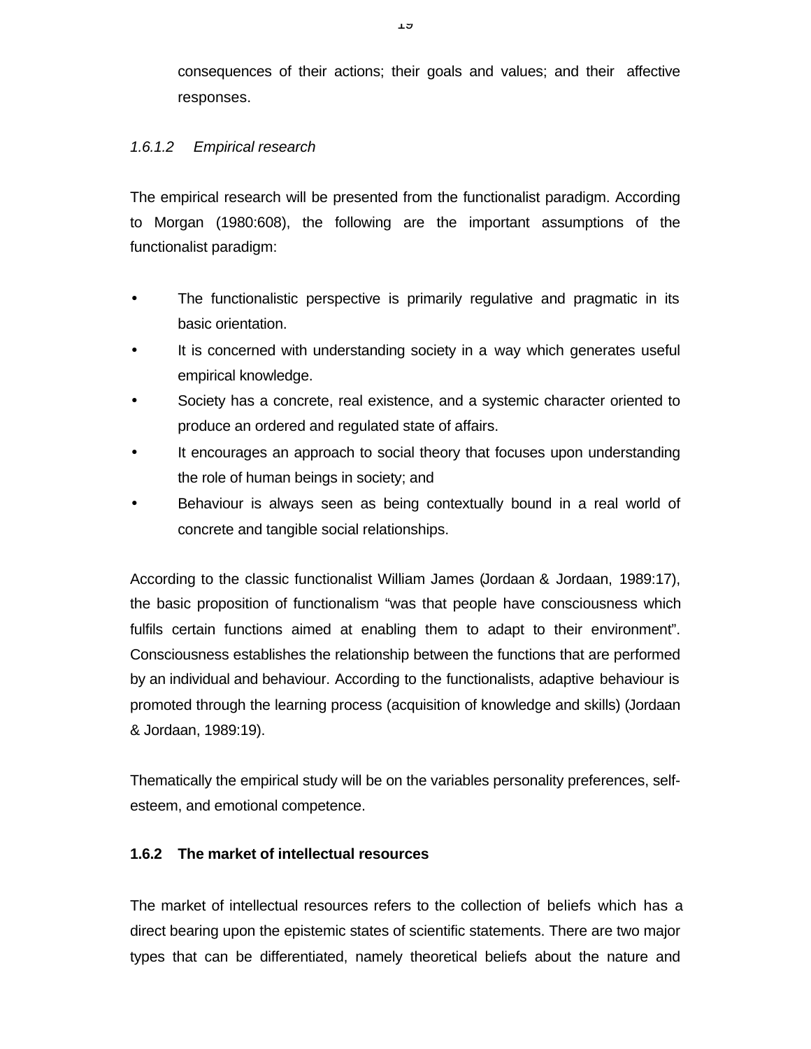consequences of their actions; their goals and values; and their affective responses.

#### *1.6.1.2 Empirical research*

The empirical research will be presented from the functionalist paradigm. According to Morgan (1980:608), the following are the important assumptions of the functionalist paradigm:

- The functionalistic perspective is primarily regulative and pragmatic in its basic orientation.
- It is concerned with understanding society in a way which generates useful empirical knowledge.
- Society has a concrete, real existence, and a systemic character oriented to produce an ordered and regulated state of affairs.
- It encourages an approach to social theory that focuses upon understanding the role of human beings in society; and
- Behaviour is always seen as being contextually bound in a real world of concrete and tangible social relationships.

According to the classic functionalist William James (Jordaan & Jordaan, 1989:17), the basic proposition of functionalism "was that people have consciousness which fulfils certain functions aimed at enabling them to adapt to their environment". Consciousness establishes the relationship between the functions that are performed by an individual and behaviour. According to the functionalists, adaptive behaviour is promoted through the learning process (acquisition of knowledge and skills) (Jordaan & Jordaan, 1989:19).

Thematically the empirical study will be on the variables personality preferences, self-esteem, and emotional competence.

### **1.6.2 The market of intellectual resources**

The market of intellectual resources refers to the collection of beliefs which has a direct bearing upon the epistemic states of scientific statements. There are two major types that can be differentiated, namely theoretical beliefs about the nature and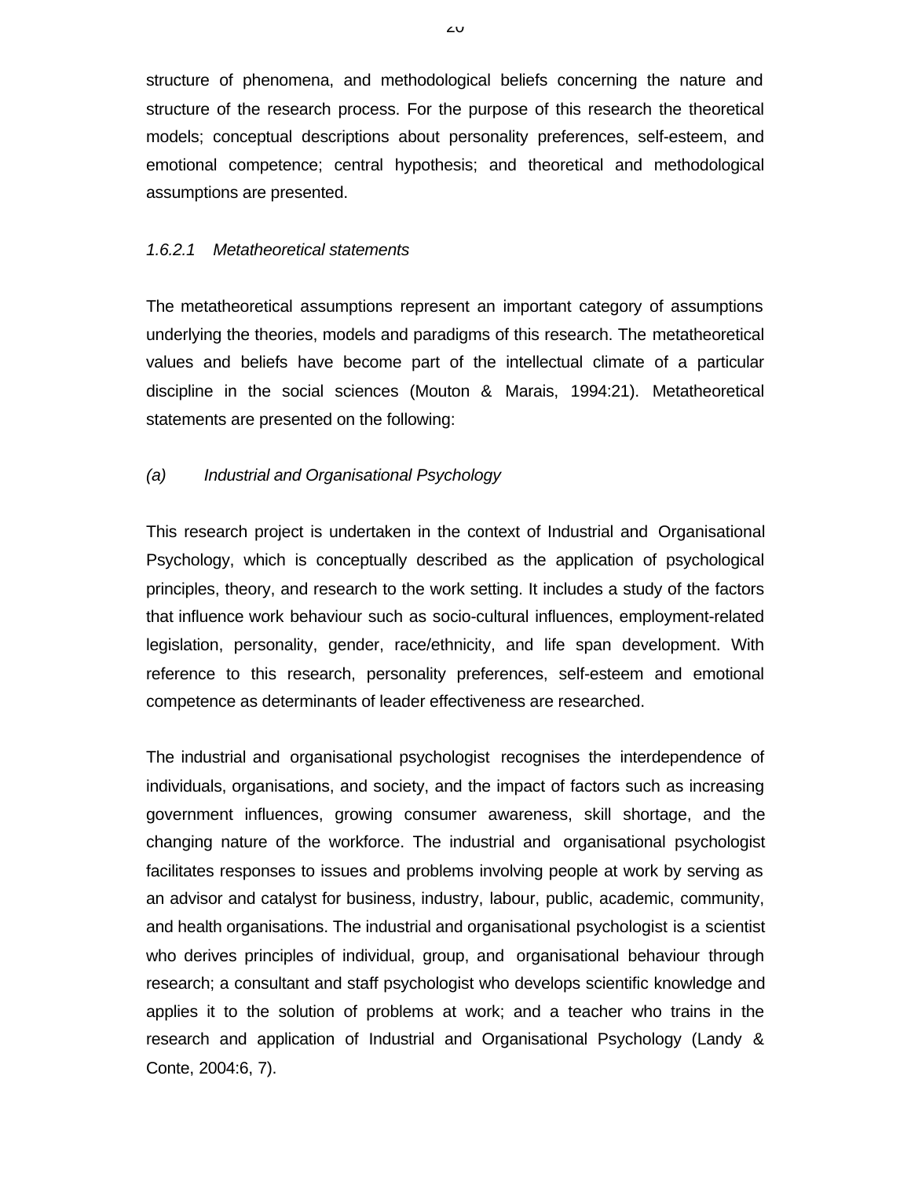structure of phenomena, and methodological beliefs concerning the nature and structure of the research process. For the purpose of this research the theoretical models; conceptual descriptions about personality preferences, self-esteem, and emotional competence; central hypothesis; and theoretical and methodological assumptions are presented.

#### *1.6.2.1 Metatheoretical statements*

The metatheoretical assumptions represent an important category of assumptions underlying the theories, models and paradigms of this research. The metatheoretical values and beliefs have become part of the intellectual climate of a particular discipline in the social sciences (Mouton & Marais, 1994:21). Metatheoretical statements are presented on the following:

*(a) Industrial and Organisational Psychology*

This research project is undertaken in the context of Industrial and Organisational Psychology, which is conceptually described as the application of psychological principles, theory, and research to the work setting. It includes a study of the factors that influence work behaviour such as socio-cultural influences, employment-related legislation, personality, gender, race/ethnicity, and life span development. With reference to this research, personality preferences, self-esteem and emotional competence as determinants of leader effectiveness are researched.

The industrial and organisational psychologist recognises the interdependence of individuals, organisations, and society, and the impact of factors such as increasing government influences, growing consumer awareness, skill shortage, and the changing nature of the workforce. The industrial and organisational psychologist facilitates responses to issues and problems involving people at work by serving as an advisor and catalyst for business, industry, labour, public, academic, community, and health organisations. The industrial and organisational psychologist is a scientist who derives principles of individual, group, and organisational behaviour through research; a consultant and staff psychologist who develops scientific knowledge and applies it to the solution of problems at work; and a teacher who trains in the research and application of Industrial and Organisational Psychology (Landy & Conte, 2004:6, 7).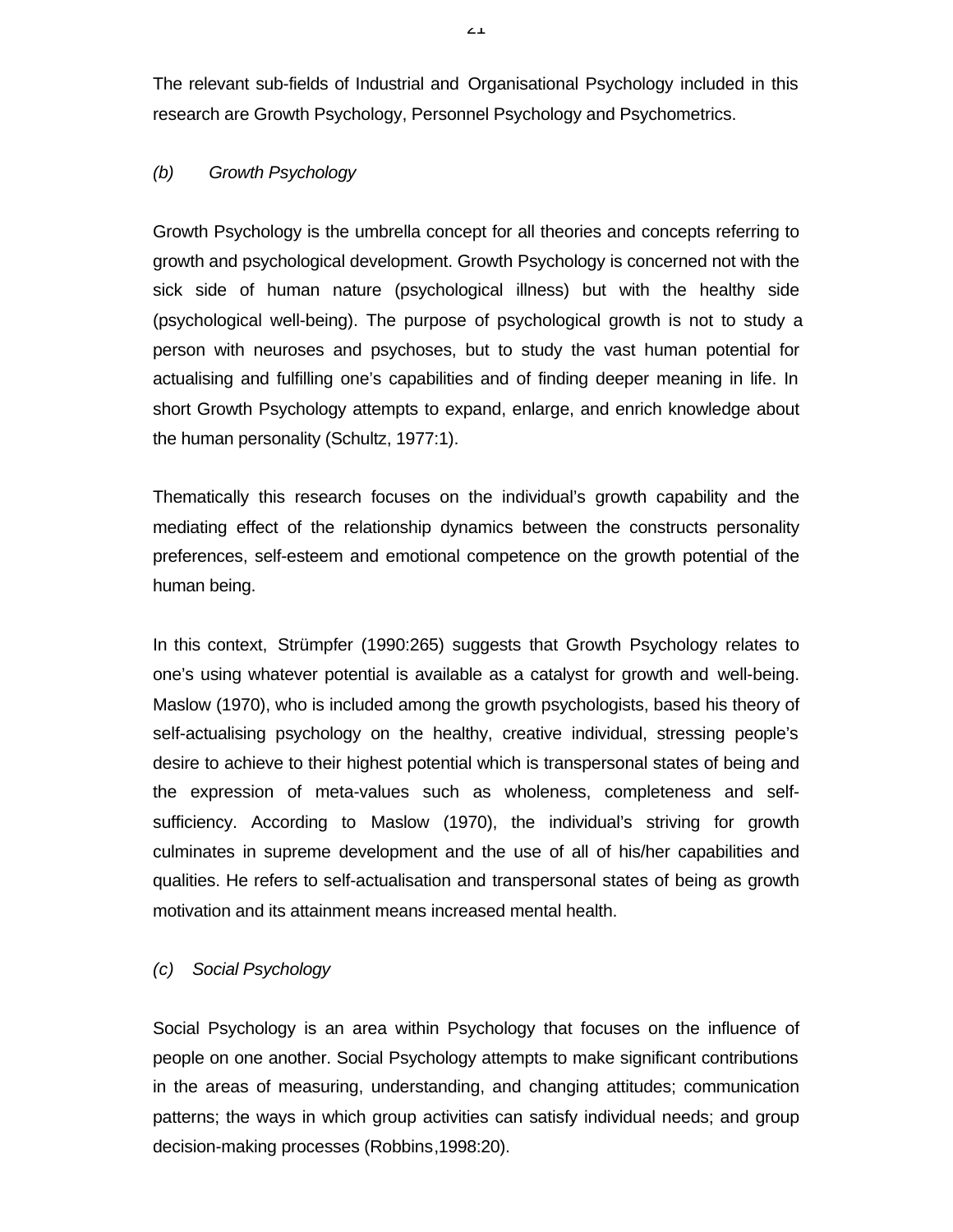The relevant sub-fields of Industrial and Organisational Psychology included in this research are Growth Psychology, Personnel Psychology and Psychometrics.

*(b) Growth Psychology*

Growth Psychology is the umbrella concept for all theories and concepts referring to growth and psychological development. Growth Psychology is concerned not with the sick side of human nature (psychological illness) but with the healthy side (psychological well-being). The purpose of psychological growth is not to study a person with neuroses and psychoses, but to study the vast human potential for actualising and fulfilling one's capabilities and of finding deeper meaning in life. In short Growth Psychology attempts to expand, enlarge, and enrich knowledge about the human personality (Schultz, 1977:1).

Thematically this research focuses on the individual's growth capability and the mediating effect of the relationship dynamics between the constructs personality preferences, self-esteem and emotional competence on the growth potential of the human being.

In this context, Strümpfer (1990:265) suggests that Growth Psychology relates to one's using whatever potential is available as a catalyst for growth and well-being. Maslow (1970), who is included among the growth psychologists, based his theory of self-actualising psychology on the healthy, creative individual, stressing people's desire to achieve to their highest potential which is transpersonal states of being and the expression of meta-values such as wholeness, completeness and self-sufficiency. According to Maslow (1970), the individual's striving for growth culminates in supreme development and the use of all of his/her capabilities and qualities. He refers to self-actualisation and transpersonal states of being as growth motivation and its attainment means increased mental health.

*(c) Social Psychology*

Social Psychology is an area within Psychology that focuses on the influence of people on one another. Social Psychology attempts to make significant contributions in the areas of measuring, understanding, and changing attitudes; communication patterns; the ways in which group activities can satisfy individual needs; and group decision-making processes (Robbins,1998:20).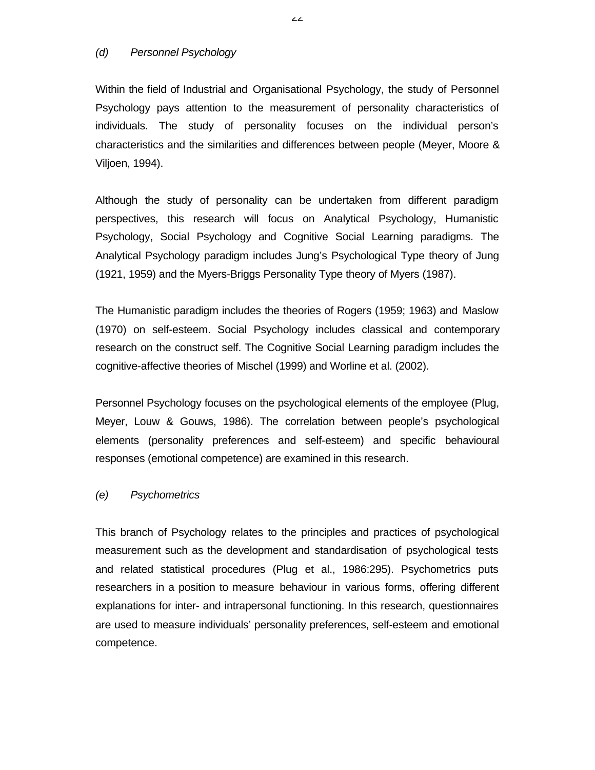*(d) Personnel Psychology*

Within the field of Industrial and Organisational Psychology, the study of Personnel Psychology pays attention to the measurement of personality characteristics of individuals. The study of personality focuses on the individual person's characteristics and the similarities and differences between people (Meyer, Moore & Viljoen, 1994).

Although the study of personality can be undertaken from different paradigm perspectives, this research will focus on Analytical Psychology, Humanistic Psychology, Social Psychology and Cognitive Social Learning paradigms. The Analytical Psychology paradigm includes Jung's Psychological Type theory of Jung (1921, 1959) and the Myers-Briggs Personality Type theory of Myers (1987).

The Humanistic paradigm includes the theories of Rogers (1959; 1963) and Maslow (1970) on self-esteem. Social Psychology includes classical and contemporary research on the construct self. The Cognitive Social Learning paradigm includes the cognitive-affective theories of Mischel (1999) and Worline et al. (2002).

Personnel Psychology focuses on the psychological elements of the employee (Plug, Meyer, Louw & Gouws, 1986). The correlation between people's psychological elements (personality preferences and self-esteem) and specific behavioural responses (emotional competence) are examined in this research.

*(e) Psychometrics*

This branch of Psychology relates to the principles and practices of psychological measurement such as the development and standardisation of psychological tests and related statistical procedures (Plug et al., 1986:295). Psychometrics puts researchers in a position to measure behaviour in various forms, offering different explanations for inter- and intrapersonal functioning. In this research, questionnaires are used to measure individuals' personality preferences, self-esteem and emotional competence.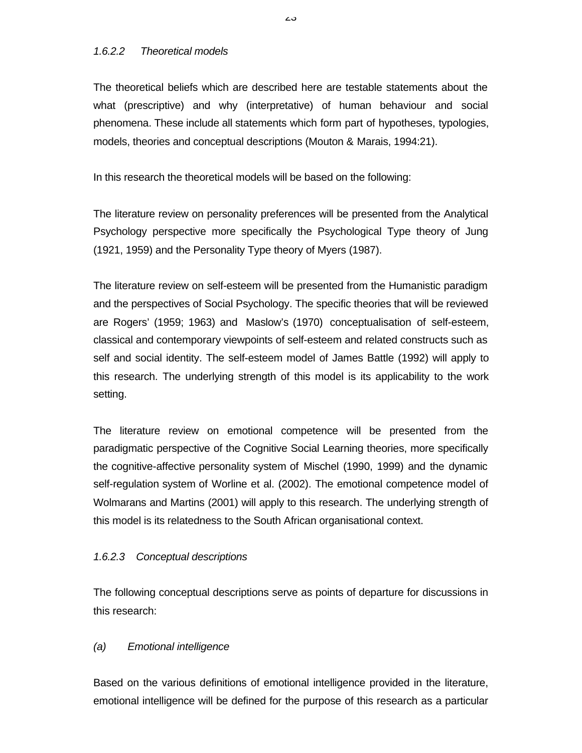*1.6.2.2 Theoretical models*

The theoretical beliefs which are described here are testable statements about the what (prescriptive) and why (interpretative) of human behaviour and social phenomena. These include all statements which form part of hypotheses, typologies, models, theories and conceptual descriptions (Mouton & Marais, 1994:21).

In this research the theoretical models will be based on the following:

The literature review on personality preferences will be presented from the Analytical Psychology perspective more specifically the Psychological Type theory of Jung (1921, 1959) and the Personality Type theory of Myers (1987).

The literature review on self-esteem will be presented from the Humanistic paradigm and the perspectives of Social Psychology. The specific theories that will be reviewed are Rogers' (1959; 1963) and Maslow's (1970) conceptualisation of self-esteem, classical and contemporary viewpoints of self-esteem and related constructs such as self and social identity. The self-esteem model of James Battle (1992) will apply to this research. The underlying strength of this model is its applicability to the work setting.

The literature review on emotional competence will be presented from the paradigmatic perspective of the Cognitive Social Learning theories, more specifically the cognitive-affective personality system of Mischel (1990, 1999) and the dynamic self-regulation system of Worline et al. (2002). The emotional competence model of Wolmarans and Martins (2001) will apply to this research. The underlying strength of this model is its relatedness to the South African organisational context.

*1.6.2.3 Conceptual descriptions*

The following conceptual descriptions serve as points of departure for discussions in this research:

*(a) Emotional intelligence*

Based on the various definitions of emotional intelligence provided in the literature, emotional intelligence will be defined for the purpose of this research as a particular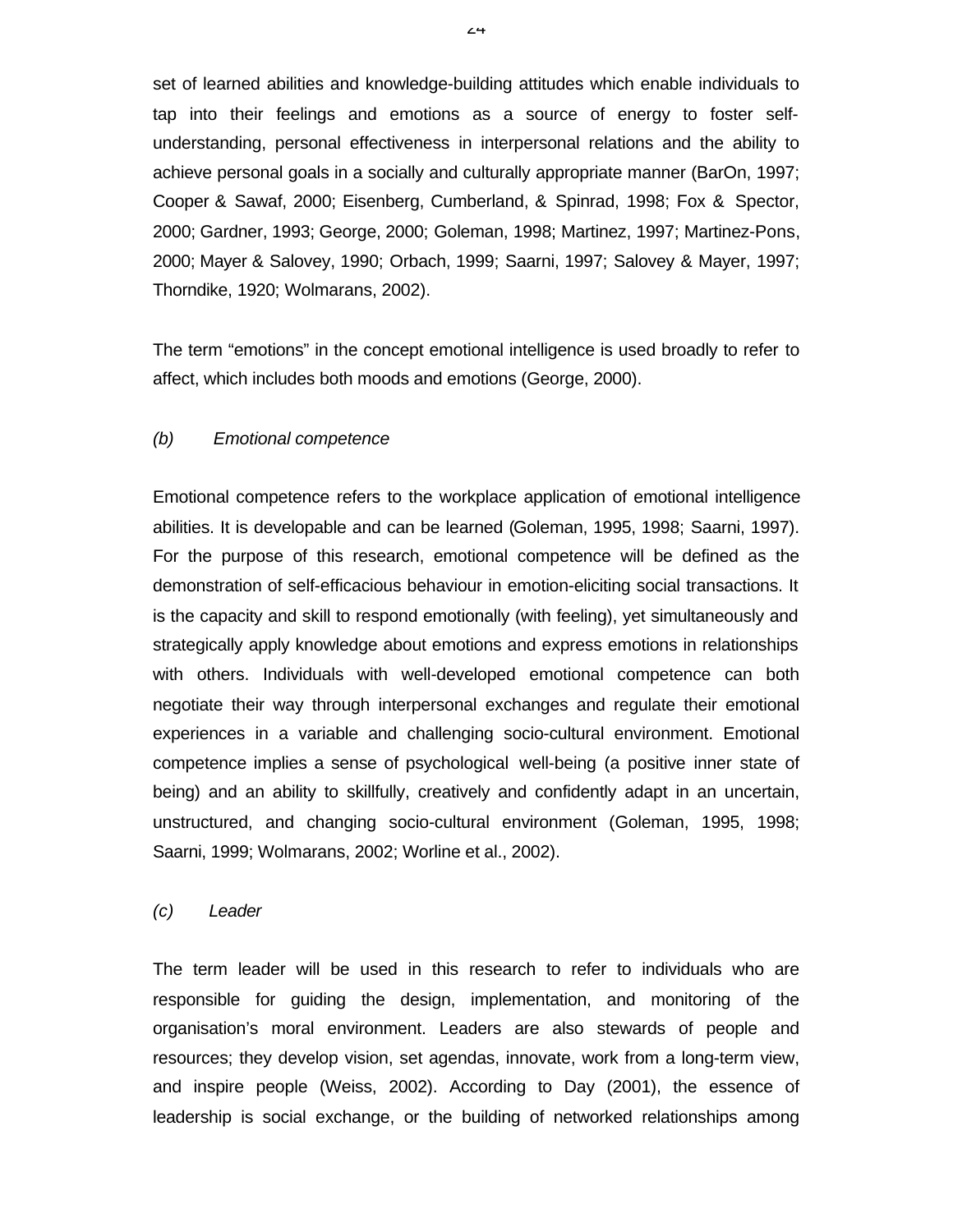set of learned abilities and knowledge-building attitudes which enable individuals to tap into their feelings and emotions as a source of energy to foster self-understanding, personal effectiveness in interpersonal relations and the ability to achieve personal goals in a socially and culturally appropriate manner (BarOn, 1997; Cooper & Sawaf, 2000; Eisenberg, Cumberland, & Spinrad, 1998; Fox & Spector, 2000; Gardner, 1993; George, 2000; Goleman, 1998; Martinez, 1997; Martinez-Pons, 2000; Mayer & Salovey, 1990; Orbach, 1999; Saarni, 1997; Salovey & Mayer, 1997; Thorndike, 1920; Wolmarans, 2002).

The term "emotions" in the concept emotional intelligence is used broadly to refer to affect, which includes both moods and emotions (George, 2000).

*(b) Emotional competence*

Emotional competence refers to the workplace application of emotional intelligence abilities. It is developable and can be learned (Goleman, 1995, 1998; Saarni, 1997). For the purpose of this research, emotional competence will be defined as the demonstration of self-efficacious behaviour in emotion-eliciting social transactions. It is the capacity and skill to respond emotionally (with feeling), yet simultaneously and strategically apply knowledge about emotions and express emotions in relationships with others. Individuals with well-developed emotional competence can both negotiate their way through interpersonal exchanges and regulate their emotional experiences in a variable and challenging socio-cultural environment. Emotional competence implies a sense of psychological well-being (a positive inner state of being) and an ability to skillfully, creatively and confidently adapt in an uncertain, unstructured, and changing socio-cultural environment (Goleman, 1995, 1998; Saarni, 1999; Wolmarans, 2002; Worline et al., 2002).

*(c) Leader*

The term leader will be used in this research to refer to individuals who are responsible for guiding the design, implementation, and monitoring of the organisation's moral environment. Leaders are also stewards of people and resources; they develop vision, set agendas, innovate, work from a long-term view, and inspire people (Weiss, 2002). According to Day (2001), the essence of leadership is social exchange, or the building of networked relationships among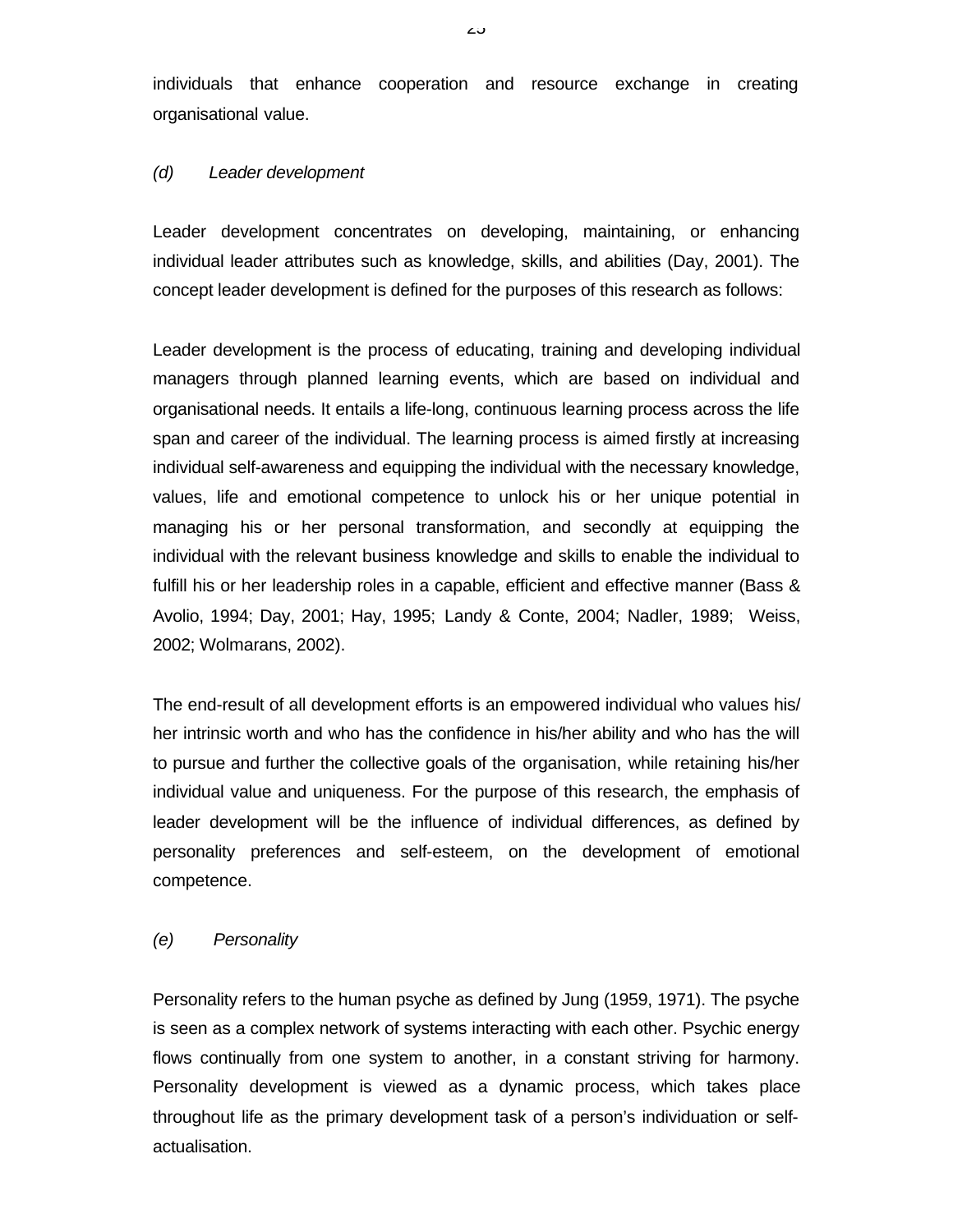individuals that enhance cooperation and resource exchange in creating organisational value.

*(d) Leader development*

Leader development concentrates on developing, maintaining, or enhancing individual leader attributes such as knowledge, skills, and abilities (Day, 2001). The concept leader development is defined for the purposes of this research as follows:

Leader development is the process of educating, training and developing individual managers through planned learning events, which are based on individual and organisational needs. It entails a life-long, continuous learning process across the life span and career of the individual. The learning process is aimed firstly at increasing individual self-awareness and equipping the individual with the necessary knowledge, values, life and emotional competence to unlock his or her unique potential in managing his or her personal transformation, and secondly at equipping the individual with the relevant business knowledge and skills to enable the individual to fulfill his or her leadership roles in a capable, efficient and effective manner (Bass & Avolio, 1994; Day, 2001; Hay, 1995; Landy & Conte, 2004; Nadler, 1989; Weiss, 2002; Wolmarans, 2002).

The end-result of all development efforts is an empowered individual who values his/ her intrinsic worth and who has the confidence in his/her ability and who has the will to pursue and further the collective goals of the organisation, while retaining his/her individual value and uniqueness. For the purpose of this research, the emphasis of leader development will be the influence of individual differences, as defined by personality preferences and self-esteem, on the development of emotional competence.

*(e) Personality*

Personality refers to the human psyche as defined by Jung (1959, 1971). The psyche is seen as a complex network of systems interacting with each other. Psychic energy flows continually from one system to another, in a constant striving for harmony. Personality development is viewed as a dynamic process, which takes place throughout life as the primary development task of a person's individuation or self-actualisation.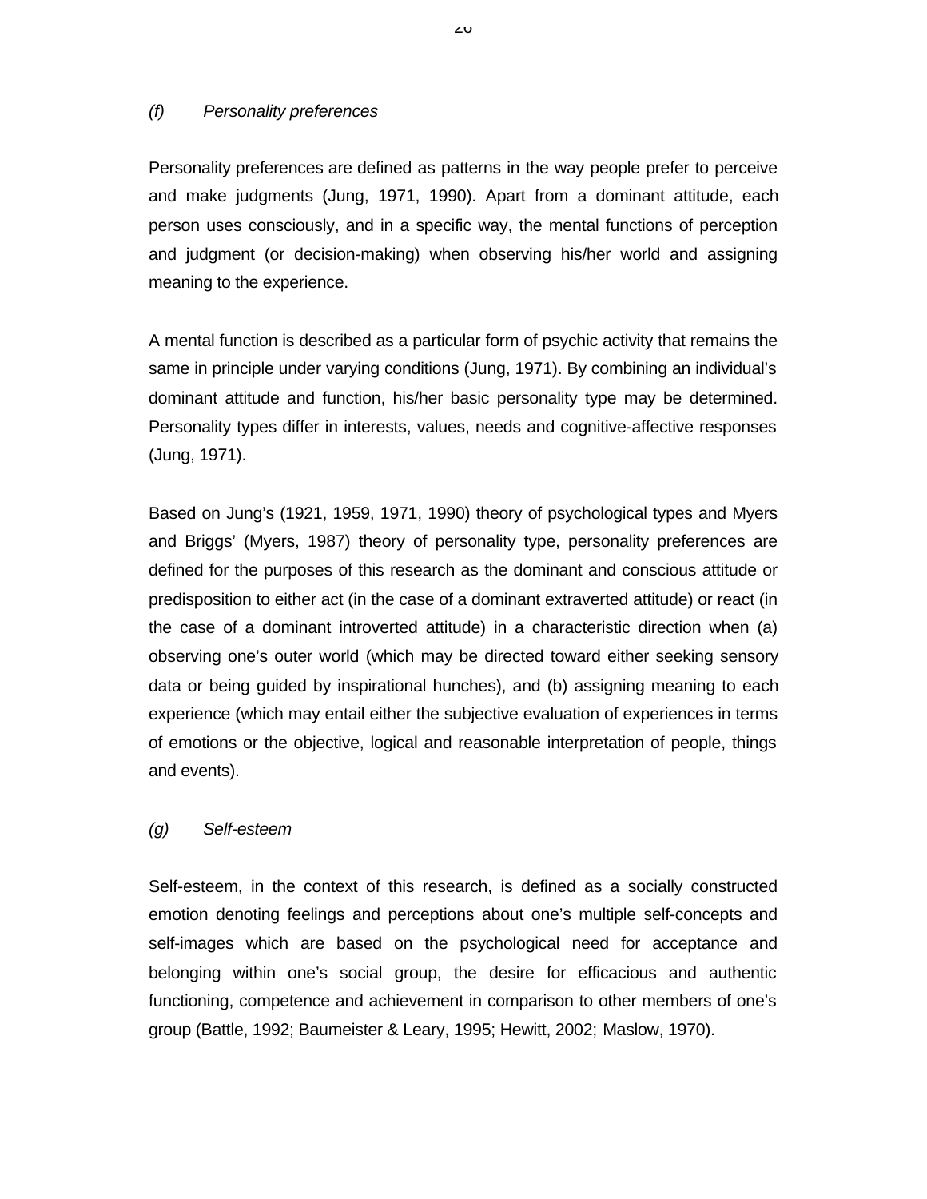*(f) Personality preferences*

Personality preferences are defined as patterns in the way people prefer to perceive and make judgments (Jung, 1971, 1990). Apart from a dominant attitude, each person uses consciously, and in a specific way, the mental functions of perception and judgment (or decision-making) when observing his/her world and assigning meaning to the experience.

A mental function is described as a particular form of psychic activity that remains the same in principle under varying conditions (Jung, 1971). By combining an individual's dominant attitude and function, his/her basic personality type may be determined. Personality types differ in interests, values, needs and cognitive-affective responses (Jung, 1971).

Based on Jung's (1921, 1959, 1971, 1990) theory of psychological types and Myers and Briggs' (Myers, 1987) theory of personality type, personality preferences are defined for the purposes of this research as the dominant and conscious attitude or predisposition to either act (in the case of a dominant extraverted attitude) or react (in the case of a dominant introverted attitude) in a characteristic direction when (a) observing one's outer world (which may be directed toward either seeking sensory data or being guided by inspirational hunches), and (b) assigning meaning to each experience (which may entail either the subjective evaluation of experiences in terms of emotions or the objective, logical and reasonable interpretation of people, things and events).

*(g) Self-esteem*

Self-esteem, in the context of this research, is defined as a socially constructed emotion denoting feelings and perceptions about one's multiple self-concepts and self-images which are based on the psychological need for acceptance and belonging within one's social group, the desire for efficacious and authentic functioning, competence and achievement in comparison to other members of one's group (Battle, 1992; Baumeister & Leary, 1995; Hewitt, 2002; Maslow, 1970).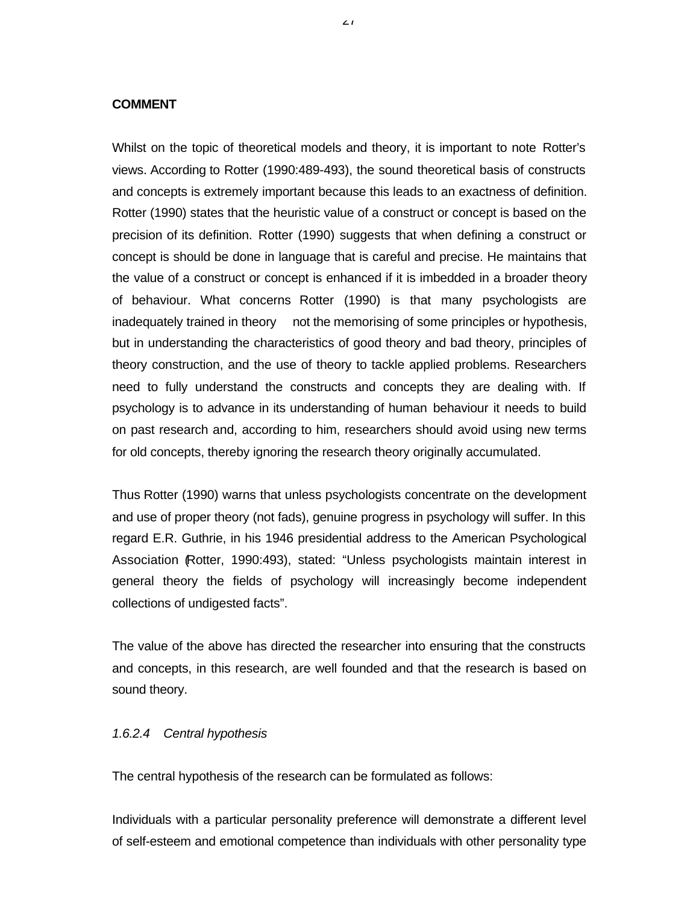**COMMENT**

Whilst on the topic of theoretical models and theory, it is important to note Rotter's views. According to Rotter (1990:489-493), the sound theoretical basis of constructs and concepts is extremely important because this leads to an exactness of definition. Rotter (1990) states that the heuristic value of a construct or concept is based on the precision of its definition. Rotter (1990) suggests that when defining a construct or concept is should be done in language that is careful and precise. He maintains that the value of a construct or concept is enhanced if it is imbedded in a broader theory of behaviour. What concerns Rotter (1990) is that many psychologists are inadequately trained in theory not the memorising of some principles or hypothesis, but in understanding the characteristics of good theory and bad theory, principles of theory construction, and the use of theory to tackle applied problems. Researchers need to fully understand the constructs and concepts they are dealing with. If psychology is to advance in its understanding of human behaviour it needs to build on past research and, according to him, researchers should avoid using new terms for old concepts, thereby ignoring the research theory originally accumulated.

Thus Rotter (1990) warns that unless psychologists concentrate on the development and use of proper theory (not fads), genuine progress in psychology will suffer. In this regard E.R. Guthrie, in his 1946 presidential address to the American Psychological Association (Rotter, 1990:493), stated: "Unless psychologists maintain interest in general theory the fields of psychology will increasingly become independent collections of undigested facts".

The value of the above has directed the researcher into ensuring that the constructs and concepts, in this research, are well founded and that the research is based on sound theory.

*1.6.2.4 Central hypothesis*

The central hypothesis of the research can be formulated as follows:

Individuals with a particular personality preference will demonstrate a different level of self-esteem and emotional competence than individuals with other personality type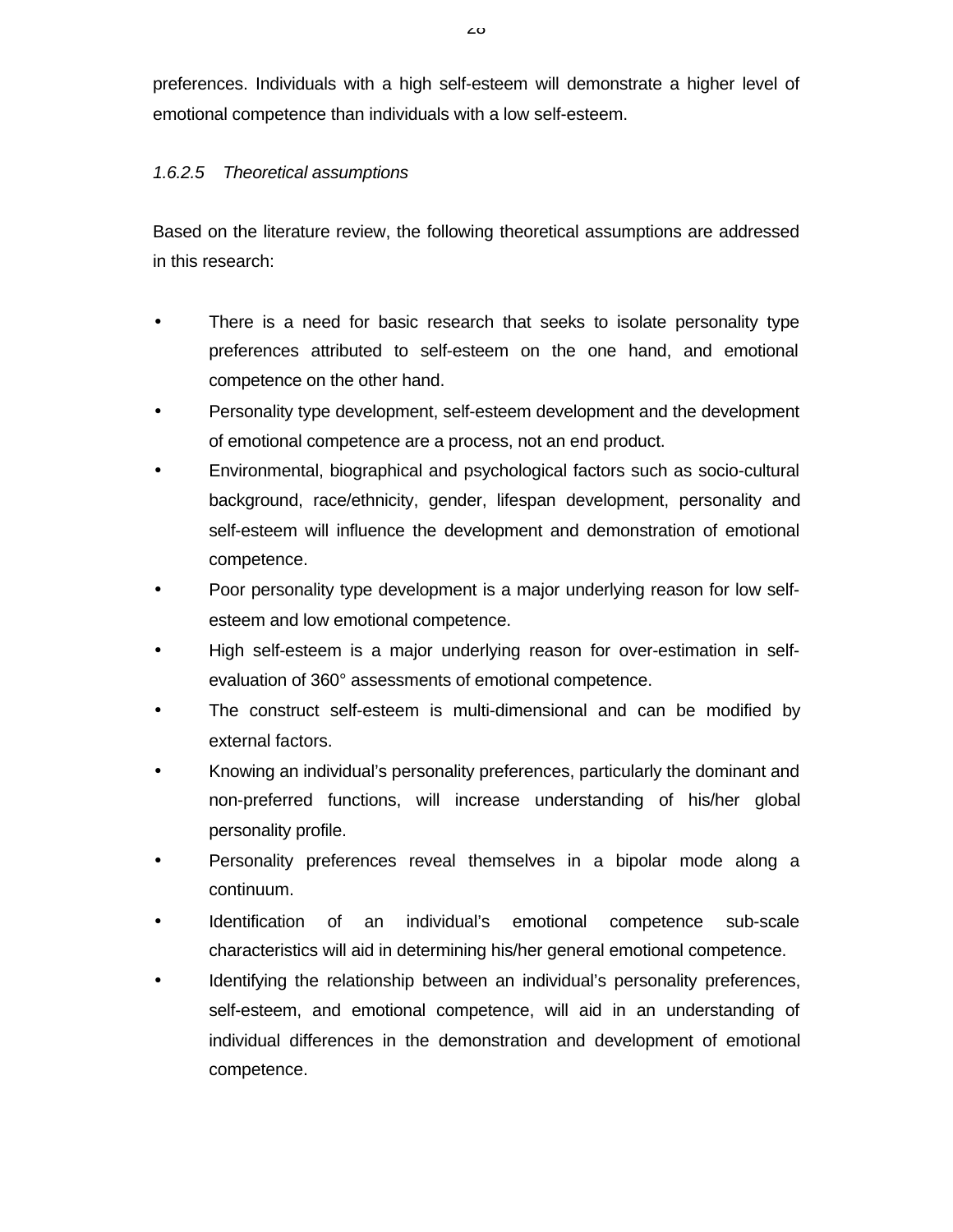preferences. Individuals with a high self-esteem will demonstrate a higher level of emotional competence than individuals with a low self-esteem.

*1.6.2.5 Theoretical assumptions*

Based on the literature review, the following theoretical assumptions are addressed in this research:

- There is a need for basic research that seeks to isolate personality type preferences attributed to self-esteem on the one hand, and emotional competence on the other hand.
- Personality type development, self-esteem development and the development of emotional competence are a process, not an end product.
- Environmental, biographical and psychological factors such as socio-cultural background, race/ethnicity, gender, lifespan development, personality and self-esteem will influence the development and demonstration of emotional competence.
- Poor personality type development is a major underlying reason for low self-esteem and low emotional competence.
- High self-esteem is a major underlying reason for over-estimation in self-evaluation of 360° assessments of emotional competence.
- The construct self-esteem is multi-dimensional and can be modified by external factors.
- Knowing an individual's personality preferences, particularly the dominant and non-preferred functions, will increase understanding of his/her global personality profile.
- Personality preferences reveal themselves in a bipolar mode along a continuum.
- Identification of an individual's emotional competence sub-scale characteristics will aid in determining his/her general emotional competence.
- Identifying the relationship between an individual's personality preferences, self-esteem, and emotional competence, will aid in an understanding of individual differences in the demonstration and development of emotional competence.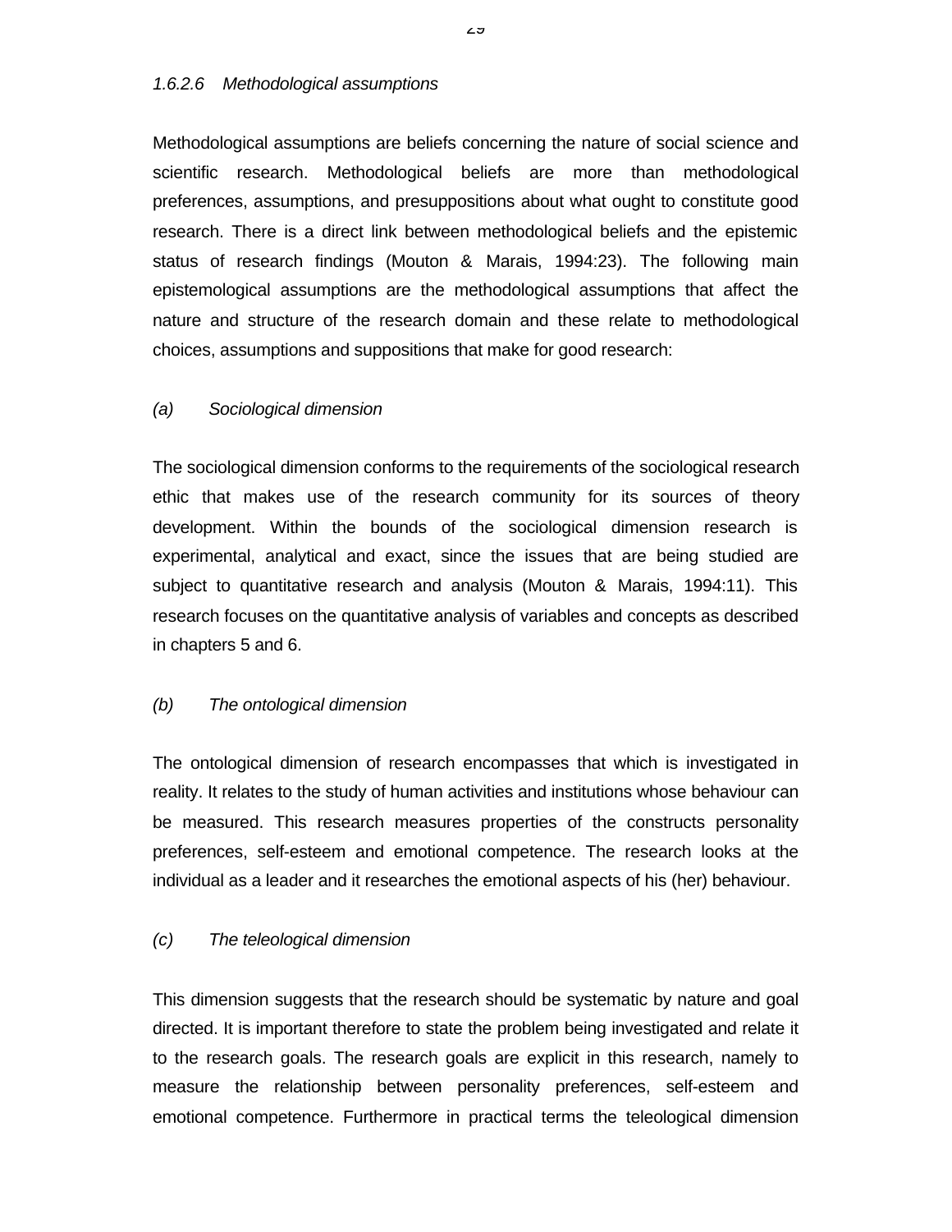### *1.6.2.6 Methodological assumptions*

Methodological assumptions are beliefs concerning the nature of social science and scientific research. Methodological beliefs are more than methodological preferences, assumptions, and presuppositions about what ought to constitute good research. There is a direct link between methodological beliefs and the epistemic status of research findings (Mouton & Marais, 1994:23). The following main epistemological assumptions are the methodological assumptions that affect the nature and structure of the research domain and these relate to methodological choices, assumptions and suppositions that make for good research:

*(a) Sociological dimension*

The sociological dimension conforms to the requirements of the sociological research ethic that makes use of the research community for its sources of theory development. Within the bounds of the sociological dimension research is experimental, analytical and exact, since the issues that are being studied are subject to quantitative research and analysis (Mouton & Marais, 1994:11). This research focuses on the quantitative analysis of variables and concepts as described in chapters 5 and 6.

*(b) The ontological dimension*

The ontological dimension of research encompasses that which is investigated in reality. It relates to the study of human activities and institutions whose behaviour can be measured. This research measures properties of the constructs personality preferences, self-esteem and emotional competence. The research looks at the individual as a leader and it researches the emotional aspects of his (her) behaviour.

*(c) The teleological dimension*

This dimension suggests that the research should be systematic by nature and goal directed. It is important therefore to state the problem being investigated and relate it to the research goals. The research goals are explicit in this research, namely to measure the relationship between personality preferences, self-esteem and emotional competence. Furthermore in practical terms the teleological dimension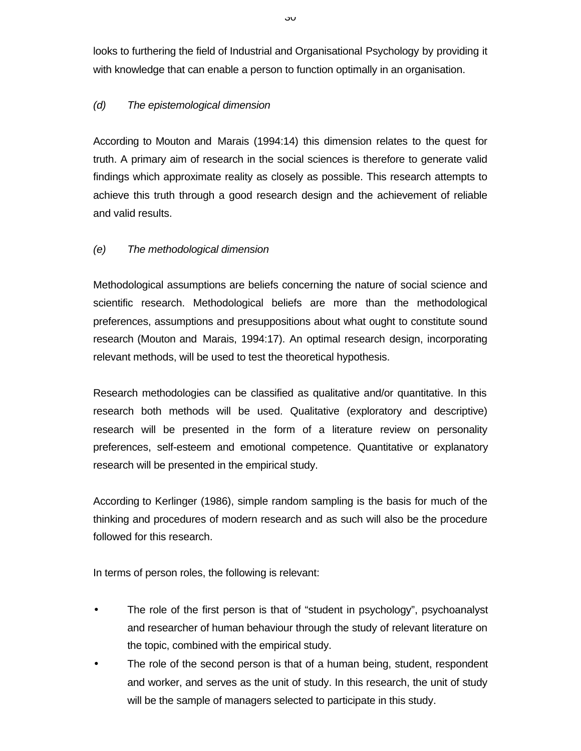looks to furthering the field of Industrial and Organisational Psychology by providing it with knowledge that can enable a person to function optimally in an organisation.

*(d) The epistemological dimension*

According to Mouton and Marais (1994:14) this dimension relates to the quest for truth. A primary aim of research in the social sciences is therefore to generate valid findings which approximate reality as closely as possible. This research attempts to achieve this truth through a good research design and the achievement of reliable and valid results.

*(e) The methodological dimension*

Methodological assumptions are beliefs concerning the nature of social science and scientific research. Methodological beliefs are more than the methodological preferences, assumptions and presuppositions about what ought to constitute sound research (Mouton and Marais, 1994:17). An optimal research design, incorporating relevant methods, will be used to test the theoretical hypothesis.

Research methodologies can be classified as qualitative and/or quantitative. In this research both methods will be used. Qualitative (exploratory and descriptive) research will be presented in the form of a literature review on personality preferences, self-esteem and emotional competence. Quantitative or explanatory research will be presented in the empirical study.

According to Kerlinger (1986), simple random sampling is the basis for much of the thinking and procedures of modern research and as such will also be the procedure followed for this research.

In terms of person roles, the following is relevant:

- The role of the first person is that of "student in psychology", psychoanalyst and researcher of human behaviour through the study of relevant literature on the topic, combined with the empirical study.
- The role of the second person is that of a human being, student, respondent and worker, and serves as the unit of study. In this research, the unit of study will be the sample of managers selected to participate in this study.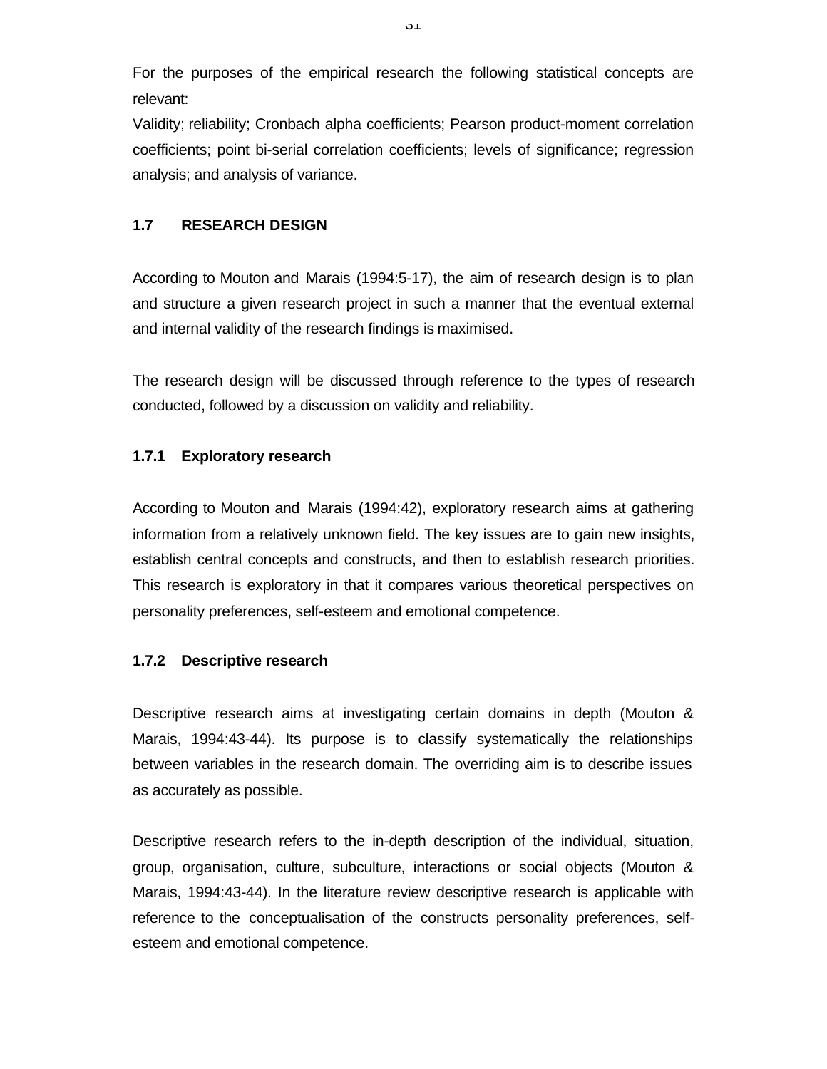For the purposes of the empirical research the following statistical concepts are relevant:

Validity; reliability; Cronbach alpha coefficients; Pearson product-moment correlation coefficients; point bi-serial correlation coefficients; levels of significance; regression analysis; and analysis of variance.

## 1.7 RESEARCH DESIGN

According to Mouton and Marais (1994:5-17), the aim of research design is to plan and structure a given research project in such a manner that the eventual external and internal validity of the research findings is maximised.

The research design will be discussed through reference to the types of research conducted, followed by a discussion on validity and reliability.

### 1.7.1 Exploratory research

According to Mouton and Marais (1994:42), exploratory research aims at gathering information from a relatively unknown field. The key issues are to gain new insights, establish central concepts and constructs, and then to establish research priorities. This research is exploratory in that it compares various theoretical perspectives on personality preferences, self-esteem and emotional competence.

### 1.7.2 Descriptive research

Descriptive research aims at investigating certain domains in depth (Mouton & Marais, 1994:43-44). Its purpose is to classify systematically the relationships between variables in the research domain. The overriding aim is to describe issues as accurately as possible.

Descriptive research refers to the in-depth description of the individual, situation, group, organisation, culture, subculture, interactions or social objects (Mouton & Marais, 1994:43-44). In the literature review descriptive research is applicable with reference to the conceptualisation of the constructs personality preferences, self-esteem and emotional competence.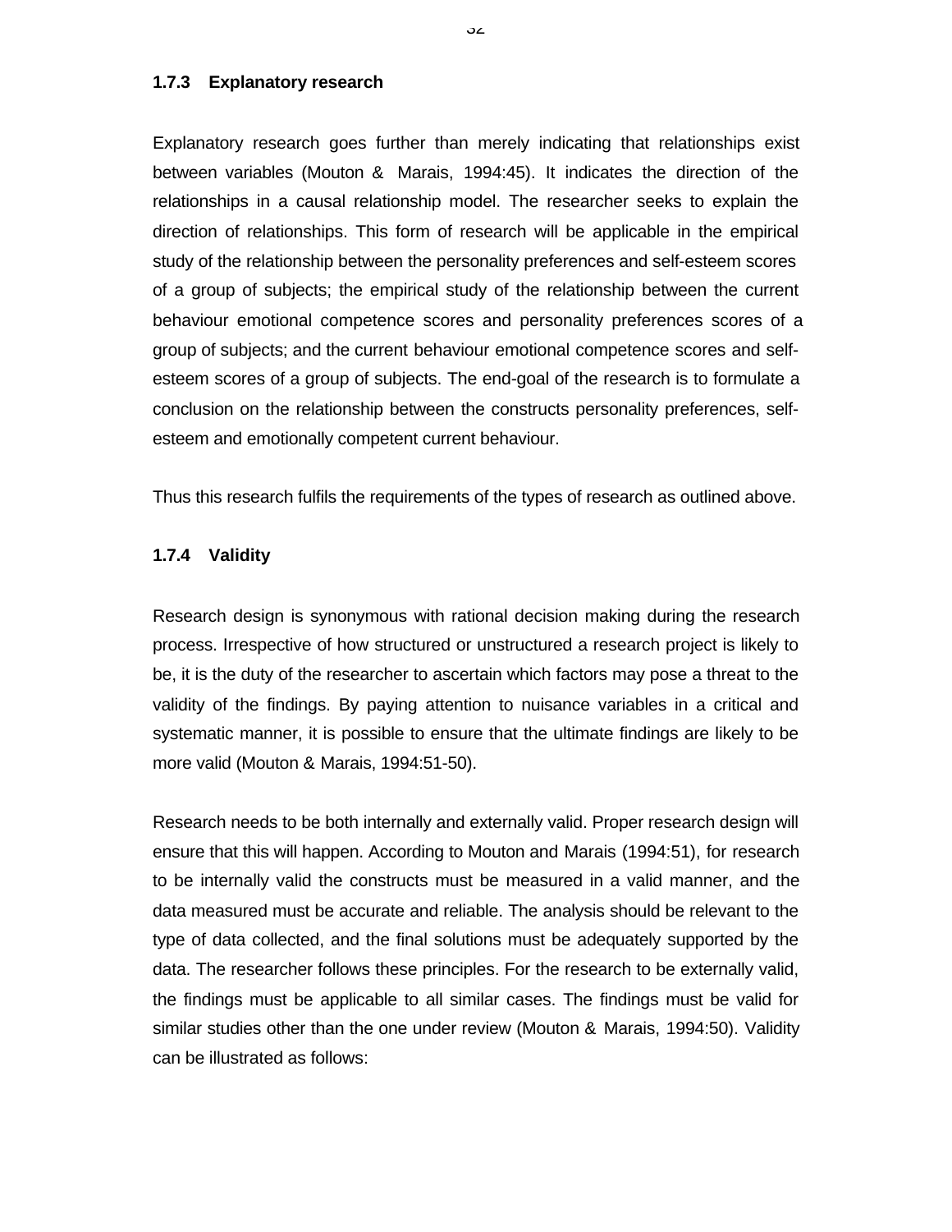### 1.7.3 Explanatory research

Explanatory research goes further than merely indicating that relationships exist between variables (Mouton & Marais, 1994:45). It indicates the direction of the relationships in a causal relationship model. The researcher seeks to explain the direction of relationships. This form of research will be applicable in the empirical study of the relationship between the personality preferences and self-esteem scores of a group of subjects; the empirical study of the relationship between the current behaviour emotional competence scores and personality preferences scores of a group of subjects; and the current behaviour emotional competence scores and self-esteem scores of a group of subjects. The end-goal of the research is to formulate a conclusion on the relationship between the constructs personality preferences, self-esteem and emotionally competent current behaviour.

Thus this research fulfils the requirements of the types of research as outlined above.

### 1.7.4 Validity

Research design is synonymous with rational decision making during the research process. Irrespective of how structured or unstructured a research project is likely to be, it is the duty of the researcher to ascertain which factors may pose a threat to the validity of the findings. By paying attention to nuisance variables in a critical and systematic manner, it is possible to ensure that the ultimate findings are likely to be more valid (Mouton & Marais, 1994:51-50).

Research needs to be both internally and externally valid. Proper research design will ensure that this will happen. According to Mouton and Marais (1994:51), for research to be internally valid the constructs must be measured in a valid manner, and the data measured must be accurate and reliable. The analysis should be relevant to the type of data collected, and the final solutions must be adequately supported by the data. The researcher follows these principles. For the research to be externally valid, the findings must be applicable to all similar cases. The findings must be valid for similar studies other than the one under review (Mouton & Marais, 1994:50). Validity can be illustrated as follows: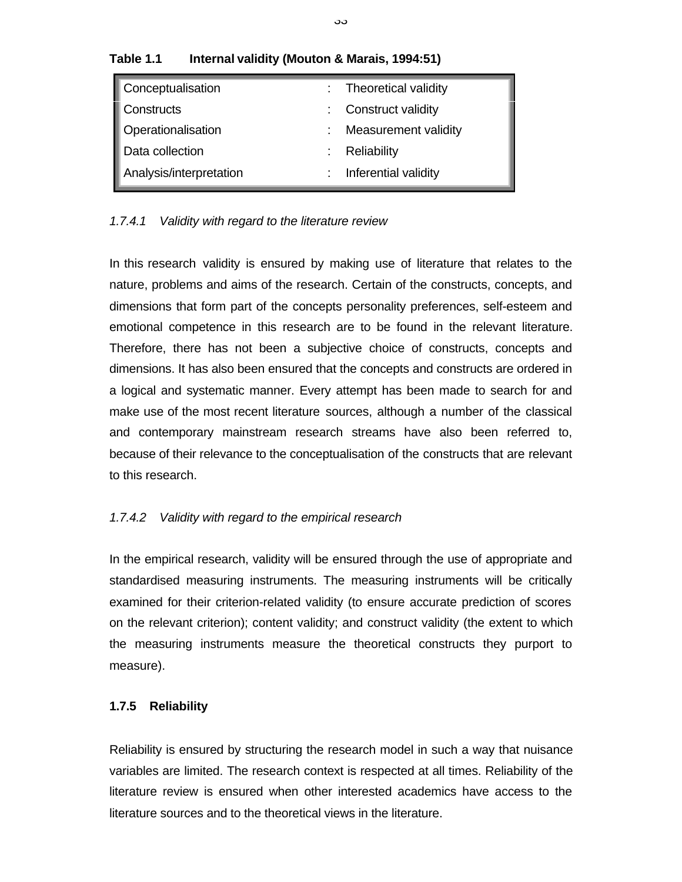**Table 1.1 Internal validity (Mouton & Marais, 1994:51)**

| | | |
|---|---|---|
| Conceptualisation | : | Theoretical validity |
| Constructs | : | Construct validity |
| Operationalisation | : | Measurement validity |
| Data collection | : | Reliability |
| Analysis/interpretation | : | Inferential validity |

*1.7.4.1 Validity with regard to the literature review*

In this research validity is ensured by making use of literature that relates to the nature, problems and aims of the research. Certain of the constructs, concepts, and dimensions that form part of the concepts personality preferences, self-esteem and emotional competence in this research are to be found in the relevant literature. Therefore, there has not been a subjective choice of constructs, concepts and dimensions. It has also been ensured that the concepts and constructs are ordered in a logical and systematic manner. Every attempt has been made to search for and make use of the most recent literature sources, although a number of the classical and contemporary mainstream research streams have also been referred to, because of their relevance to the conceptualisation of the constructs that are relevant to this research.

*1.7.4.2 Validity with regard to the empirical research*

In the empirical research, validity will be ensured through the use of appropriate and standardised measuring instruments. The measuring instruments will be critically examined for their criterion-related validity (to ensure accurate prediction of scores on the relevant criterion); content validity; and construct validity (the extent to which the measuring instruments measure the theoretical constructs they purport to measure).

**1.7.5 Reliability**

Reliability is ensured by structuring the research model in such a way that nuisance variables are limited. The research context is respected at all times. Reliability of the literature review is ensured when other interested academics have access to the literature sources and to the theoretical views in the literature.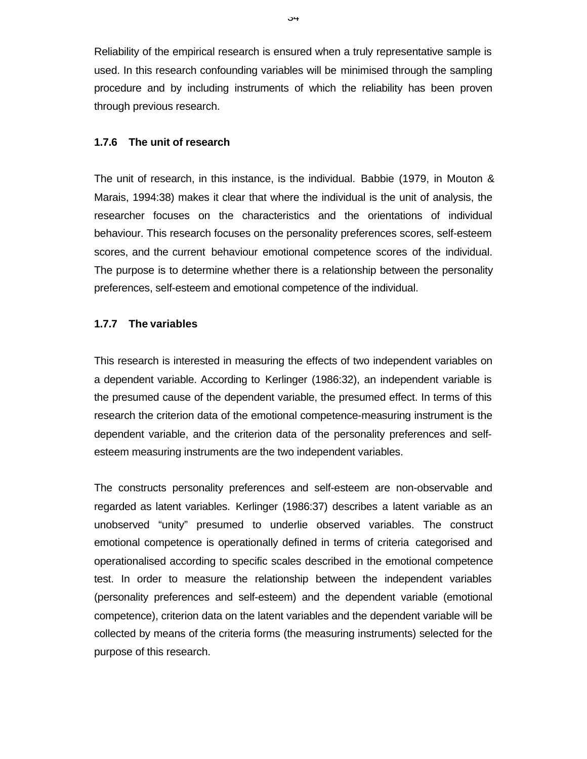Reliability of the empirical research is ensured when a truly representative sample is used. In this research confounding variables will be minimised through the sampling procedure and by including instruments of which the reliability has been proven through previous research.

### 1.7.6 The unit of research

The unit of research, in this instance, is the individual. Babbie (1979, in Mouton & Marais, 1994:38) makes it clear that where the individual is the unit of analysis, the researcher focuses on the characteristics and the orientations of individual behaviour. This research focuses on the personality preferences scores, self-esteem scores, and the current behaviour emotional competence scores of the individual. The purpose is to determine whether there is a relationship between the personality preferences, self-esteem and emotional competence of the individual.

### 1.7.7 The variables

This research is interested in measuring the effects of two independent variables on a dependent variable. According to Kerlinger (1986:32), an independent variable is the presumed cause of the dependent variable, the presumed effect. In terms of this research the criterion data of the emotional competence-measuring instrument is the dependent variable, and the criterion data of the personality preferences and self-esteem measuring instruments are the two independent variables.

The constructs personality preferences and self-esteem are non-observable and regarded as latent variables. Kerlinger (1986:37) describes a latent variable as an unobserved "unity" presumed to underlie observed variables. The construct emotional competence is operationally defined in terms of criteria categorised and operationalised according to specific scales described in the emotional competence test. In order to measure the relationship between the independent variables (personality preferences and self-esteem) and the dependent variable (emotional competence), criterion data on the latent variables and the dependent variable will be collected by means of the criteria forms (the measuring instruments) selected for the purpose of this research.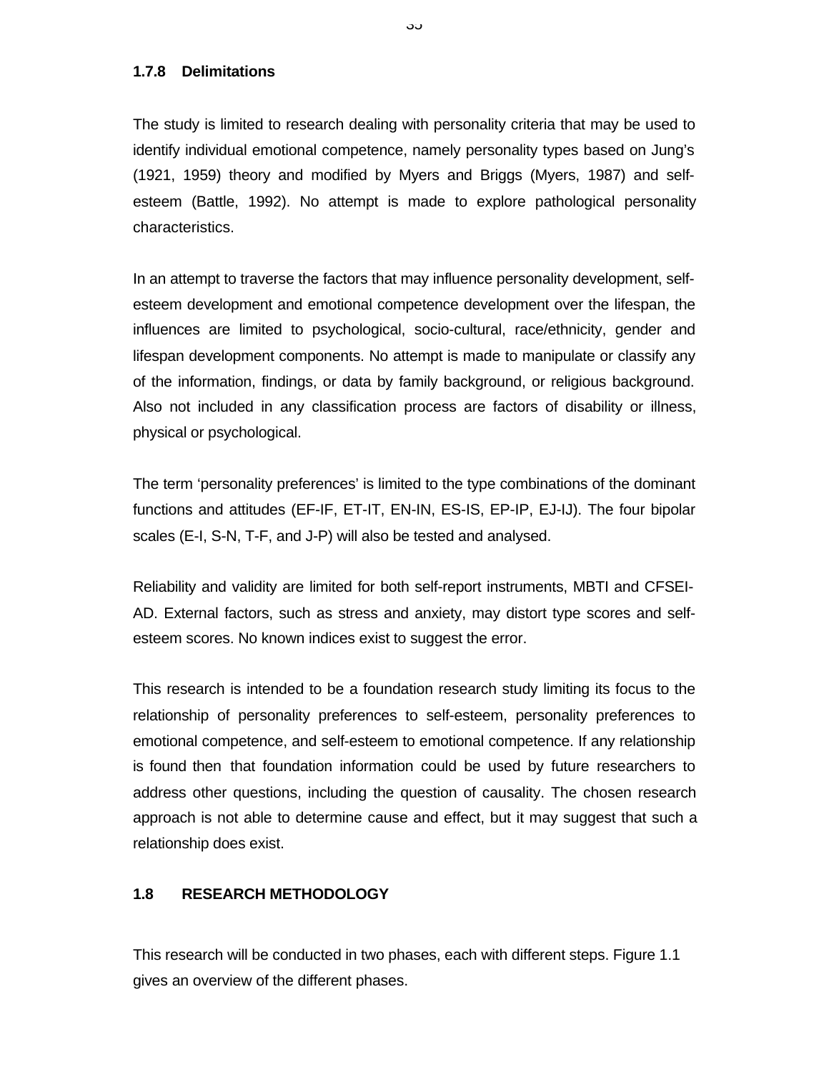### 1.7.8 Delimitations

The study is limited to research dealing with personality criteria that may be used to identify individual emotional competence, namely personality types based on Jung's (1921, 1959) theory and modified by Myers and Briggs (Myers, 1987) and self-esteem (Battle, 1992). No attempt is made to explore pathological personality characteristics.

In an attempt to traverse the factors that may influence personality development, self-esteem development and emotional competence development over the lifespan, the influences are limited to psychological, socio-cultural, race/ethnicity, gender and lifespan development components. No attempt is made to manipulate or classify any of the information, findings, or data by family background, or religious background. Also not included in any classification process are factors of disability or illness, physical or psychological.

The term 'personality preferences' is limited to the type combinations of the dominant functions and attitudes (EF-IF, ET-IT, EN-IN, ES-IS, EP-IP, EJ-IJ). The four bipolar scales (E-I, S-N, T-F, and J-P) will also be tested and analysed.

Reliability and validity are limited for both self-report instruments, MBTI and CFSEI-AD. External factors, such as stress and anxiety, may distort type scores and self-esteem scores. No known indices exist to suggest the error.

This research is intended to be a foundation research study limiting its focus to the relationship of personality preferences to self-esteem, personality preferences to emotional competence, and self-esteem to emotional competence. If any relationship is found then that foundation information could be used by future researchers to address other questions, including the question of causality. The chosen research approach is not able to determine cause and effect, but it may suggest that such a relationship does exist.

## 1.8 RESEARCH METHODOLOGY

This research will be conducted in two phases, each with different steps. Figure 1.1 gives an overview of the different phases.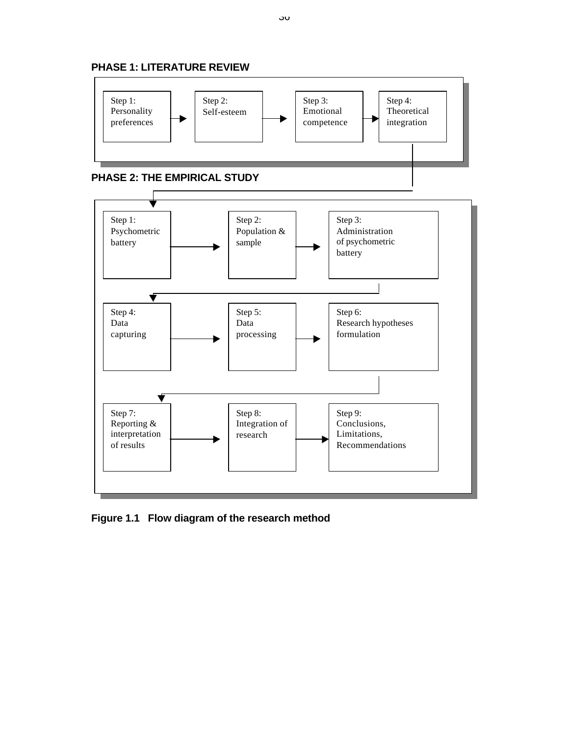**PHASE 1: LITERATURE REVIEW**

Step 1: Personality preferences → Step 2: Self-esteem → Step 3: Emotional competence → Step 4: Theoretical integration

**PHASE 2: THE EMPIRICAL STUDY**

Step 1: Psychometric battery → Step 2: Population & sample → Step 3: Administration of psychometric battery

Step 4: Data capturing → Step 5: Data processing → Step 6: Research hypotheses formulation

Step 7: Reporting & interpretation of results → Step 8: Integration of research → Step 9: Conclusions, Limitations, Recommendations

**Figure 1.1 Flow diagram of the research method**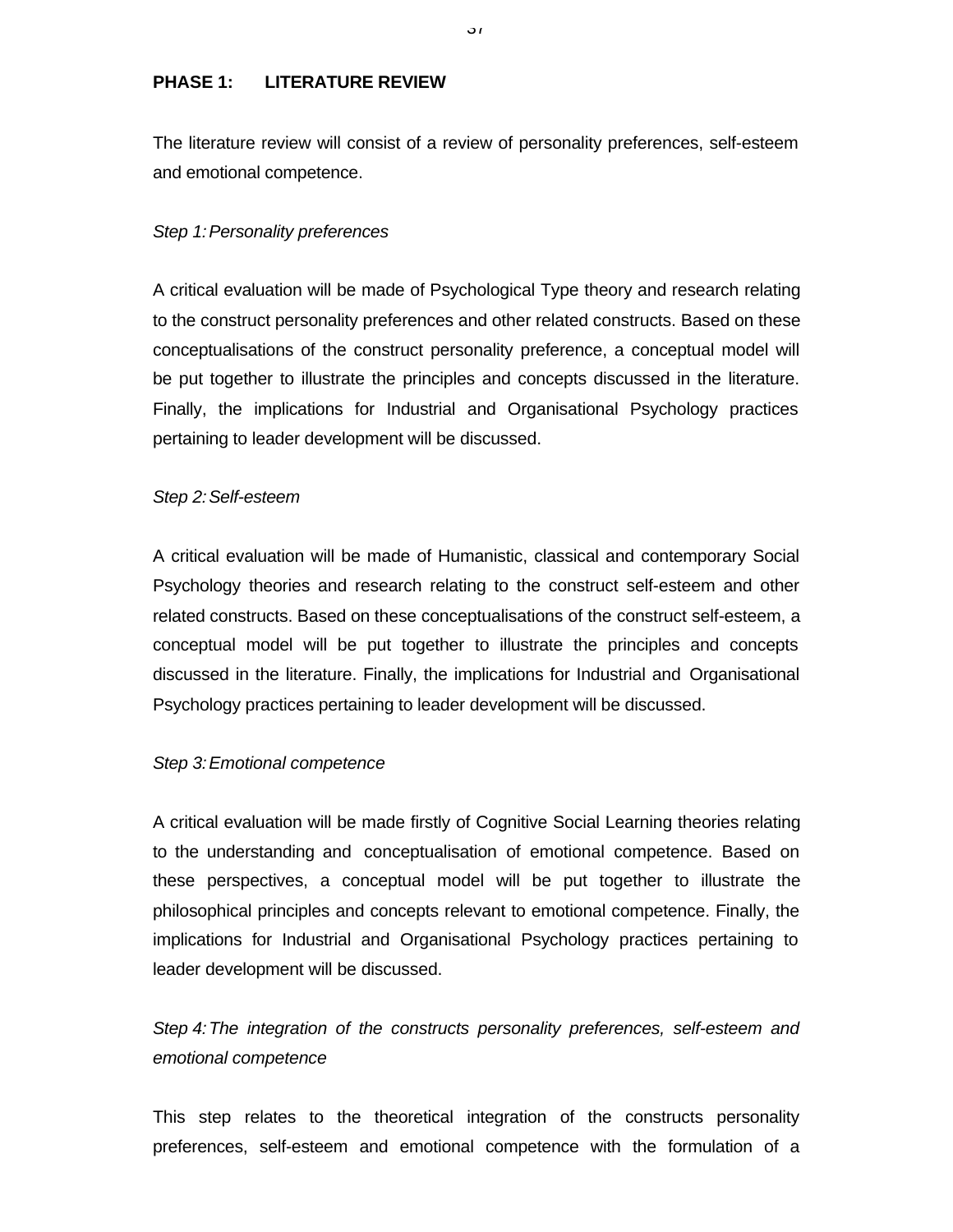**PHASE 1: LITERATURE REVIEW**

The literature review will consist of a review of personality preferences, self-esteem and emotional competence.

*Step 1: Personality preferences*

A critical evaluation will be made of Psychological Type theory and research relating to the construct personality preferences and other related constructs. Based on these conceptualisations of the construct personality preference, a conceptual model will be put together to illustrate the principles and concepts discussed in the literature. Finally, the implications for Industrial and Organisational Psychology practices pertaining to leader development will be discussed.

*Step 2: Self-esteem*

A critical evaluation will be made of Humanistic, classical and contemporary Social Psychology theories and research relating to the construct self-esteem and other related constructs. Based on these conceptualisations of the construct self-esteem, a conceptual model will be put together to illustrate the principles and concepts discussed in the literature. Finally, the implications for Industrial and Organisational Psychology practices pertaining to leader development will be discussed.

*Step 3: Emotional competence*

A critical evaluation will be made firstly of Cognitive Social Learning theories relating to the understanding and conceptualisation of emotional competence. Based on these perspectives, a conceptual model will be put together to illustrate the philosophical principles and concepts relevant to emotional competence. Finally, the implications for Industrial and Organisational Psychology practices pertaining to leader development will be discussed.

*Step 4: The integration of the constructs personality preferences, self-esteem and emotional competence*

This step relates to the theoretical integration of the constructs personality preferences, self-esteem and emotional competence with the formulation of a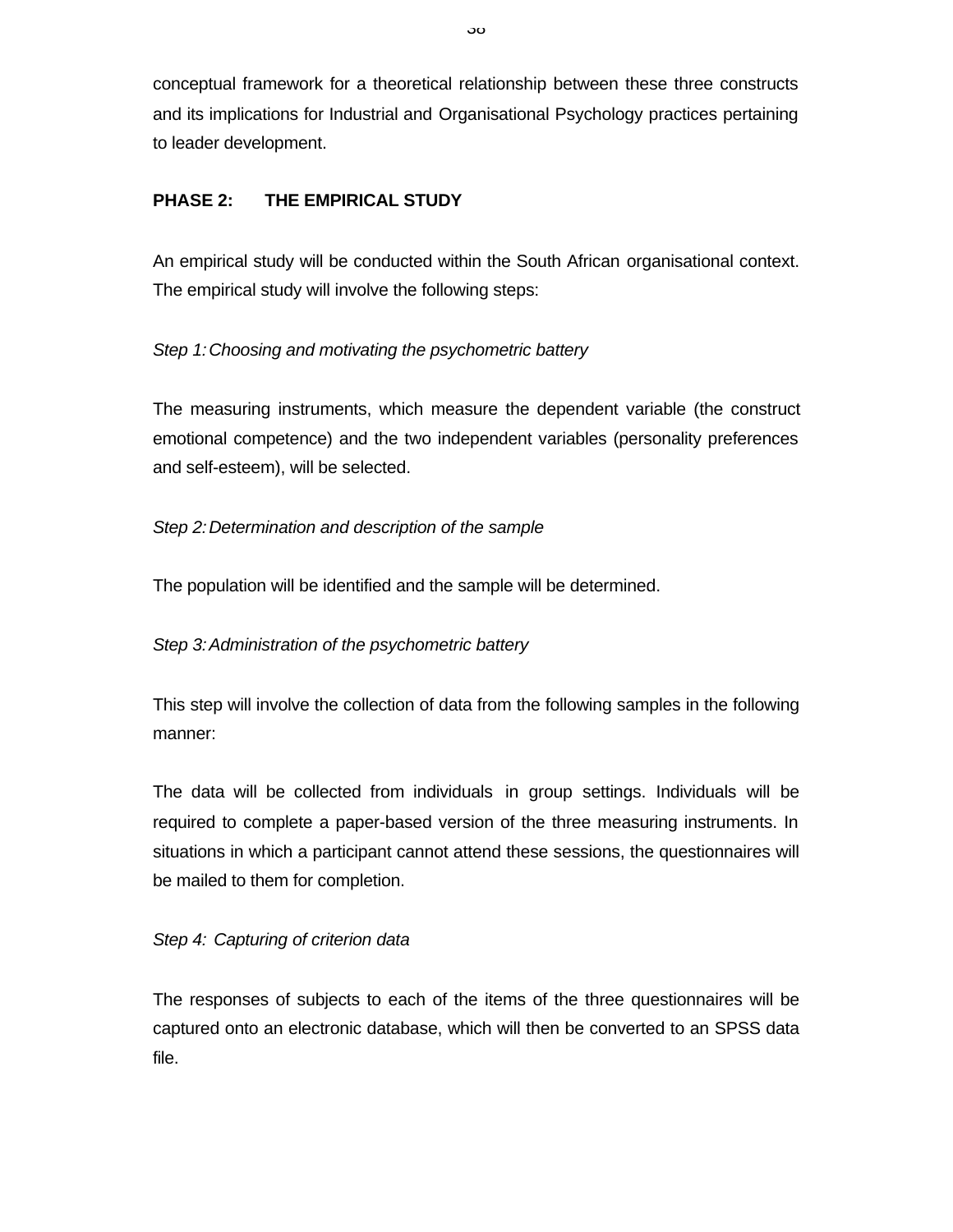conceptual framework for a theoretical relationship between these three constructs and its implications for Industrial and Organisational Psychology practices pertaining to leader development.

**PHASE 2: THE EMPIRICAL STUDY**

An empirical study will be conducted within the South African organisational context. The empirical study will involve the following steps:

*Step 1: Choosing and motivating the psychometric battery*

The measuring instruments, which measure the dependent variable (the construct emotional competence) and the two independent variables (personality preferences and self-esteem), will be selected.

*Step 2: Determination and description of the sample*

The population will be identified and the sample will be determined.

*Step 3: Administration of the psychometric battery*

This step will involve the collection of data from the following samples in the following manner:

The data will be collected from individuals in group settings. Individuals will be required to complete a paper-based version of the three measuring instruments. In situations in which a participant cannot attend these sessions, the questionnaires will be mailed to them for completion.

*Step 4: Capturing of criterion data*

The responses of subjects to each of the items of the three questionnaires will be captured onto an electronic database, which will then be converted to an SPSS data file.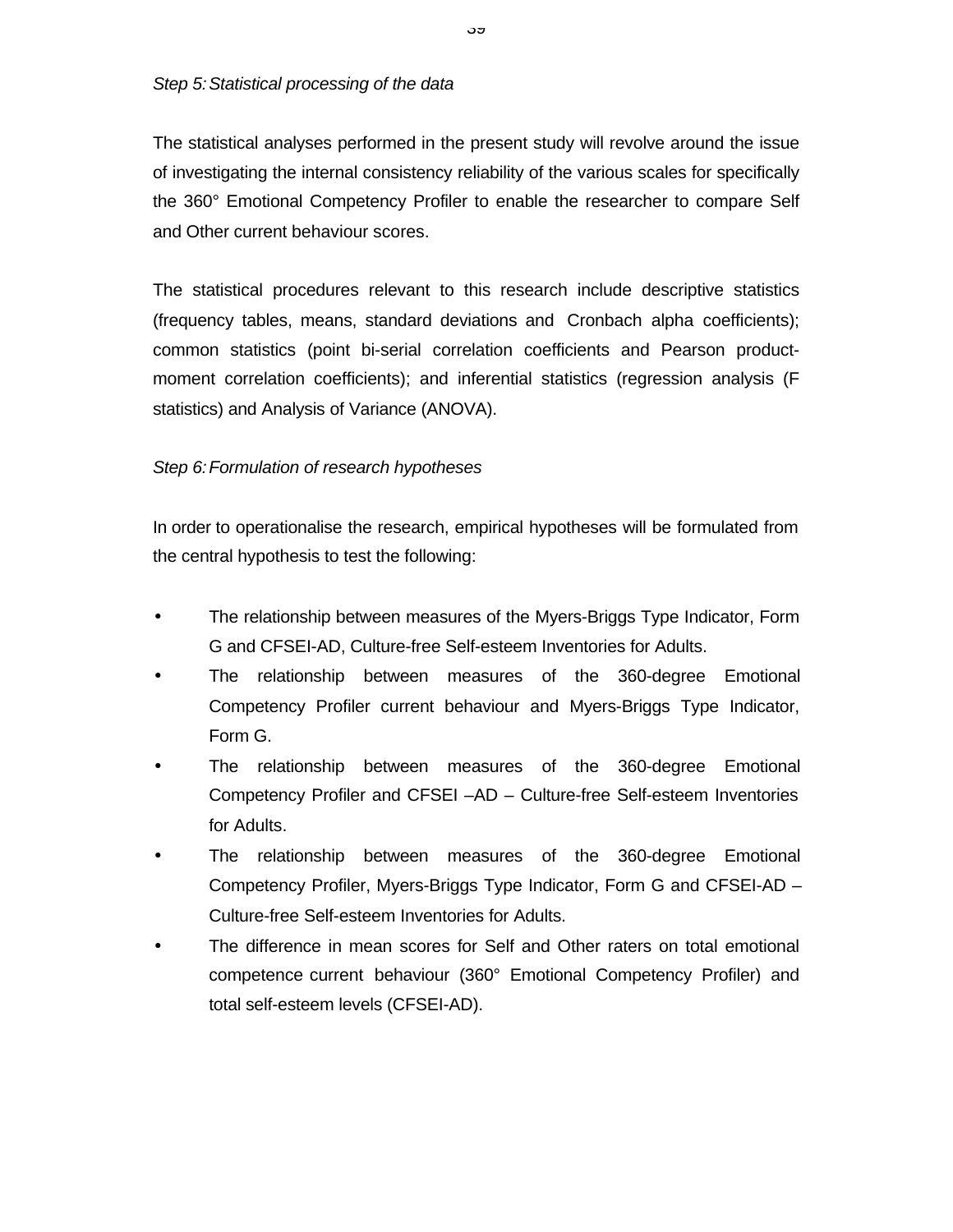*Step 5: Statistical processing of the data*

The statistical analyses performed in the present study will revolve around the issue of investigating the internal consistency reliability of the various scales for specifically the 360° Emotional Competency Profiler to enable the researcher to compare Self and Other current behaviour scores.

The statistical procedures relevant to this research include descriptive statistics (frequency tables, means, standard deviations and Cronbach alpha coefficients); common statistics (point bi-serial correlation coefficients and Pearson product-moment correlation coefficients); and inferential statistics (regression analysis (F statistics) and Analysis of Variance (ANOVA).

*Step 6: Formulation of research hypotheses*

In order to operationalise the research, empirical hypotheses will be formulated from the central hypothesis to test the following:

- The relationship between measures of the Myers-Briggs Type Indicator, Form G and CFSEI-AD, Culture-free Self-esteem Inventories for Adults.
- The relationship between measures of the 360-degree Emotional Competency Profiler current behaviour and Myers-Briggs Type Indicator, Form G.
- The relationship between measures of the 360-degree Emotional Competency Profiler and CFSEI –AD – Culture-free Self-esteem Inventories for Adults.
- The relationship between measures of the 360-degree Emotional Competency Profiler, Myers-Briggs Type Indicator, Form G and CFSEI-AD – Culture-free Self-esteem Inventories for Adults.
- The difference in mean scores for Self and Other raters on total emotional competence current behaviour (360° Emotional Competency Profiler) and total self-esteem levels (CFSEI-AD).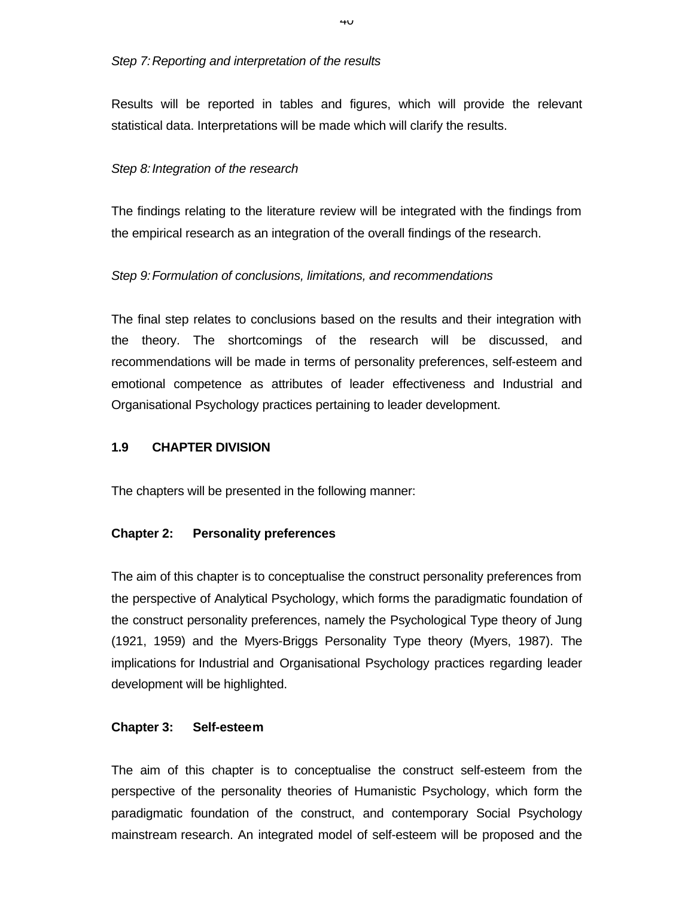*Step 7: Reporting and interpretation of the results*

Results will be reported in tables and figures, which will provide the relevant statistical data. Interpretations will be made which will clarify the results.

*Step 8: Integration of the research*

The findings relating to the literature review will be integrated with the findings from the empirical research as an integration of the overall findings of the research.

*Step 9: Formulation of conclusions, limitations, and recommendations*

The final step relates to conclusions based on the results and their integration with the theory. The shortcomings of the research will be discussed, and recommendations will be made in terms of personality preferences, self-esteem and emotional competence as attributes of leader effectiveness and Industrial and Organisational Psychology practices pertaining to leader development.

## 1.9 CHAPTER DIVISION

The chapters will be presented in the following manner:

**Chapter 2: Personality preferences**

The aim of this chapter is to conceptualise the construct personality preferences from the perspective of Analytical Psychology, which forms the paradigmatic foundation of the construct personality preferences, namely the Psychological Type theory of Jung (1921, 1959) and the Myers-Briggs Personality Type theory (Myers, 1987). The implications for Industrial and Organisational Psychology practices regarding leader development will be highlighted.

**Chapter 3: Self-esteem**

The aim of this chapter is to conceptualise the construct self-esteem from the perspective of the personality theories of Humanistic Psychology, which form the paradigmatic foundation of the construct, and contemporary Social Psychology mainstream research. An integrated model of self-esteem will be proposed and the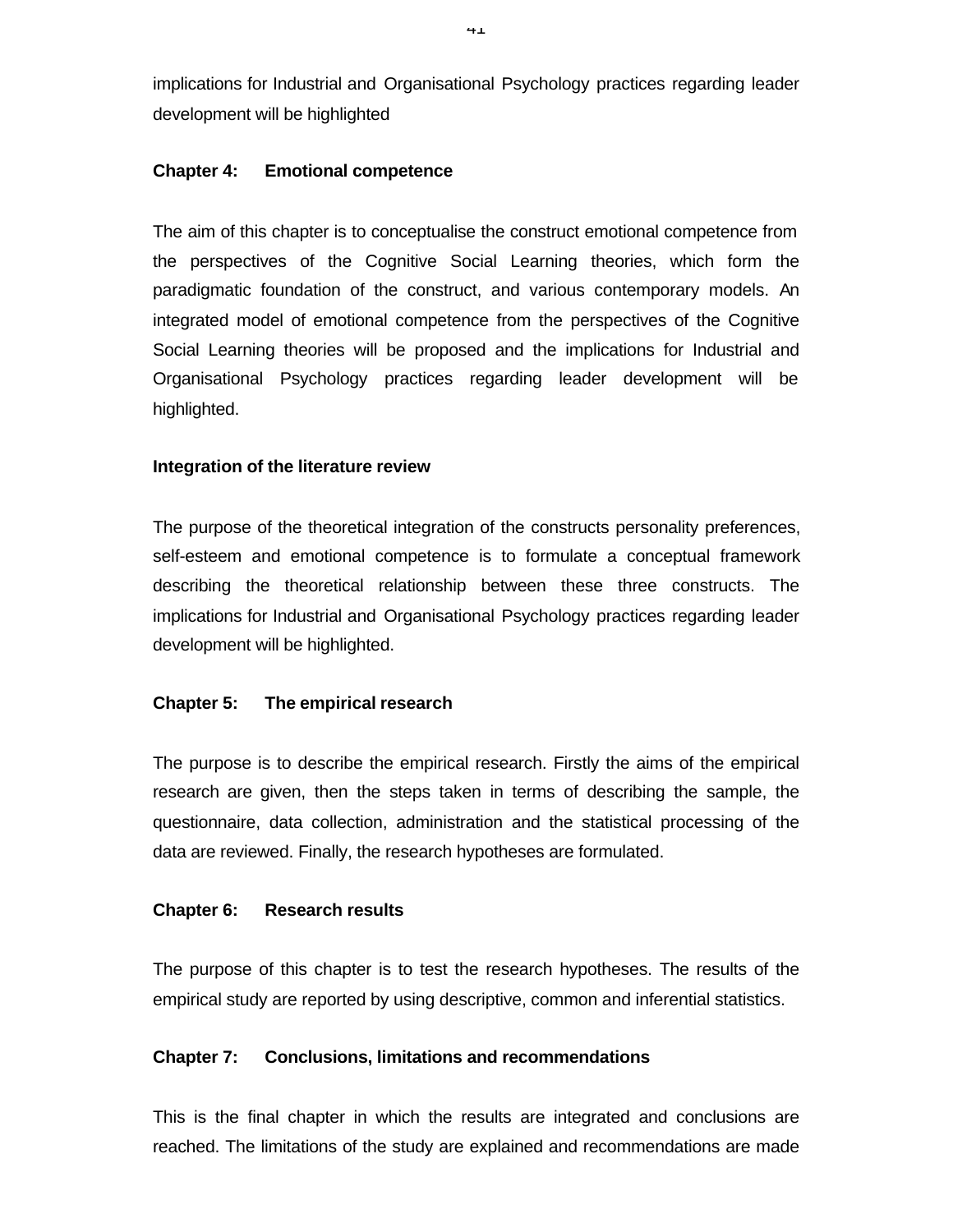implications for Industrial and Organisational Psychology practices regarding leader development will be highlighted

**Chapter 4: Emotional competence**

The aim of this chapter is to conceptualise the construct emotional competence from the perspectives of the Cognitive Social Learning theories, which form the paradigmatic foundation of the construct, and various contemporary models. An integrated model of emotional competence from the perspectives of the Cognitive Social Learning theories will be proposed and the implications for Industrial and Organisational Psychology practices regarding leader development will be highlighted.

**Integration of the literature review**

The purpose of the theoretical integration of the constructs personality preferences, self-esteem and emotional competence is to formulate a conceptual framework describing the theoretical relationship between these three constructs. The implications for Industrial and Organisational Psychology practices regarding leader development will be highlighted.

**Chapter 5: The empirical research**

The purpose is to describe the empirical research. Firstly the aims of the empirical research are given, then the steps taken in terms of describing the sample, the questionnaire, data collection, administration and the statistical processing of the data are reviewed. Finally, the research hypotheses are formulated.

**Chapter 6: Research results**

The purpose of this chapter is to test the research hypotheses. The results of the empirical study are reported by using descriptive, common and inferential statistics.

**Chapter 7: Conclusions, limitations and recommendations**

This is the final chapter in which the results are integrated and conclusions are reached. The limitations of the study are explained and recommendations are made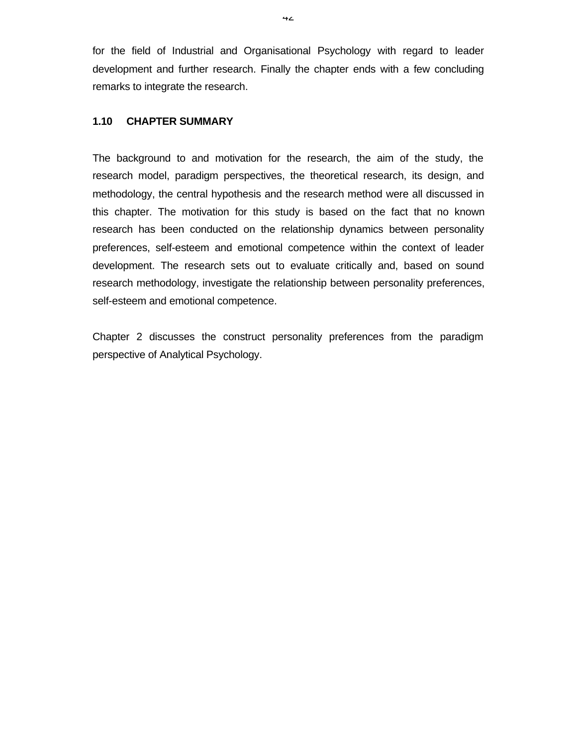for the field of Industrial and Organisational Psychology with regard to leader development and further research. Finally the chapter ends with a few concluding remarks to integrate the research.

## 1.10 CHAPTER SUMMARY

The background to and motivation for the research, the aim of the study, the research model, paradigm perspectives, the theoretical research, its design, and methodology, the central hypothesis and the research method were all discussed in this chapter. The motivation for this study is based on the fact that no known research has been conducted on the relationship dynamics between personality preferences, self-esteem and emotional competence within the context of leader development. The research sets out to evaluate critically and, based on sound research methodology, investigate the relationship between personality preferences, self-esteem and emotional competence.

Chapter 2 discusses the construct personality preferences from the paradigm perspective of Analytical Psychology.